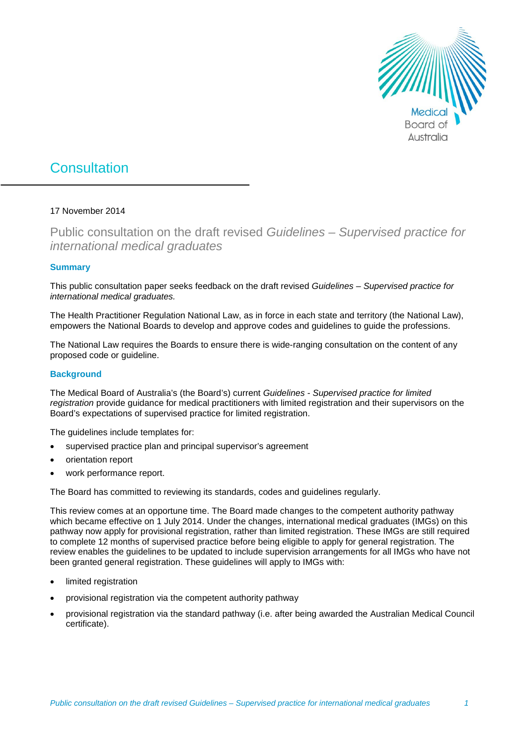# Consultation

17 November 2014

## Public consultation on the draft revised *Guidelines – Supervised practice for international medical graduates*

### Summary

This public consultation paper seeks feedback on the draft revised *Guidelines – Supervised practice for international medical graduates.*

The Health Practitioner Regulation National Law, as in force in each state and territory (the National Law), empowers the National Boards to develop and approve codes and guidelines to guide the professions.

The National Law requires the Boards to ensure there is wide-ranging consultation on the content of any proposed code or guideline.

### Background

The Medical Board of Australia's (the Board's) current *Guidelines - Supervised practice for limited registration* provide guidance for medical practitioners with limited registration and their supervisors on the Board's expectations of supervised practice for limited registration.

The guidelines include templates for:

- supervised practice plan and principal supervisor's agreement
- orientation report
- work performance report.

The Board has committed to reviewing its standards, codes and guidelines regularly.

This review comes at an opportune time. The Board made changes to the competent authority pathway which became effective on 1 July 2014. Under the changes, international medical graduates (IMGs) on this pathway now apply for provisional registration, rather than limited registration. These IMGs are still required to complete 12 months of supervised practice before being eligible to apply for general registration. The review enables the guidelines to be updated to include supervision arrangements for all IMGs who have not been granted general registration. These guidelines will apply to IMGs with:

- limited registration
- provisional registration via the competent authority pathway
- provisional registration via the standard pathway (i.e. after being awarded the Australian Medical Council certificate).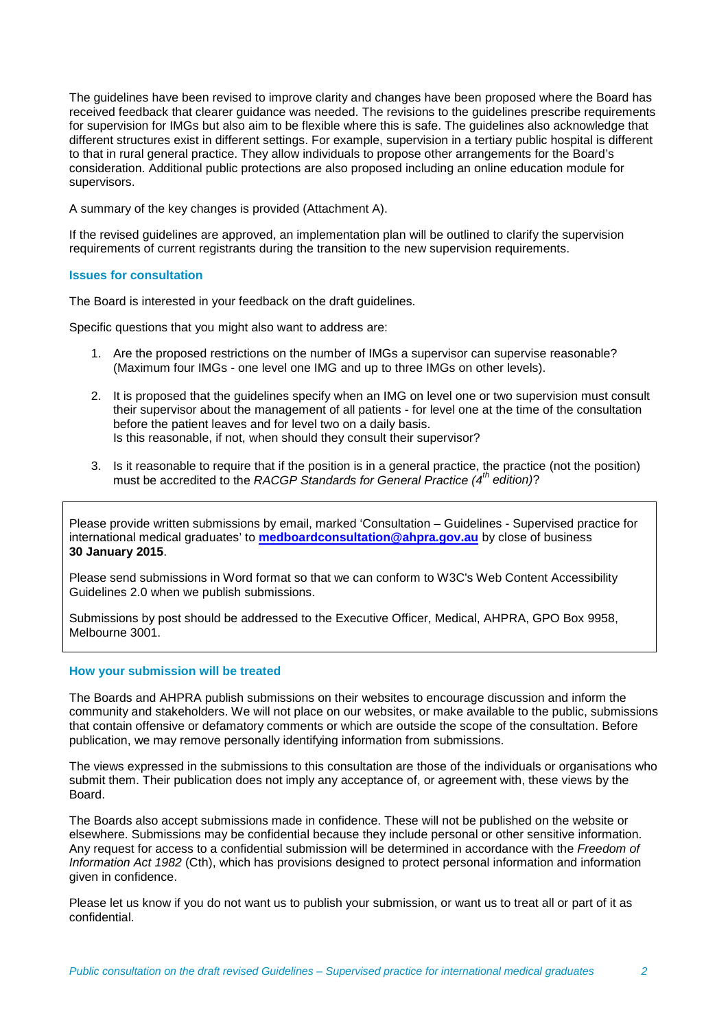The guidelines have been revised to improve clarity and changes have been proposed where the Board has received feedback that clearer guidance was needed. The revisions to the guidelines prescribe requirements for supervision for IMGs but also aim to be flexible where this is safe. The guidelines also acknowledge that different structures exist in different settings. For example, supervision in a tertiary public hospital is different to that in rural general practice. They allow individuals to propose other arrangements for the Board's consideration. Additional public protections are also proposed including an online education module for supervisors.

A summary of the key changes is provided (Attachment A).

If the revised guidelines are approved, an implementation plan will be outlined to clarify the supervision requirements of current registrants during the transition to the new supervision requirements.

### Issues for consultation

The Board is interested in your feedback on the draft guidelines.

Specific questions that you might also want to address are:

1. Are the proposed restrictions on the number of IMGs a supervisor can supervise reasonable? (Maximum four IMGs - one level one IMG and up to three IMGs on other levels).
2. It is proposed that the guidelines specify when an IMG on level one or two supervision must consult their supervisor about the management of all patients - for level one at the time of the consultation before the patient leaves and for level two on a daily basis.
   Is this reasonable, if not, when should they consult their supervisor?
3. Is it reasonable to require that if the position is in a general practice, the practice (not the position) must be accredited to the *RACGP Standards for General Practice (4th edition)*?

Please provide written submissions by email, marked 'Consultation – Guidelines - Supervised practice for international medical graduates' to **medboardconsultation@ahpra.gov.au** by close of business **30 January 2015**.

Please send submissions in Word format so that we can conform to W3C's Web Content Accessibility Guidelines 2.0 when we publish submissions.

Submissions by post should be addressed to the Executive Officer, Medical, AHPRA, GPO Box 9958, Melbourne 3001.

### How your submission will be treated

The Boards and AHPRA publish submissions on their websites to encourage discussion and inform the community and stakeholders. We will not place on our websites, or make available to the public, submissions that contain offensive or defamatory comments or which are outside the scope of the consultation. Before publication, we may remove personally identifying information from submissions.

The views expressed in the submissions to this consultation are those of the individuals or organisations who submit them. Their publication does not imply any acceptance of, or agreement with, these views by the Board.

The Boards also accept submissions made in confidence. These will not be published on the website or elsewhere. Submissions may be confidential because they include personal or other sensitive information. Any request for access to a confidential submission will be determined in accordance with the *Freedom of Information Act 1982* (Cth), which has provisions designed to protect personal information and information given in confidence.

Please let us know if you do not want us to publish your submission, or want us to treat all or part of it as confidential.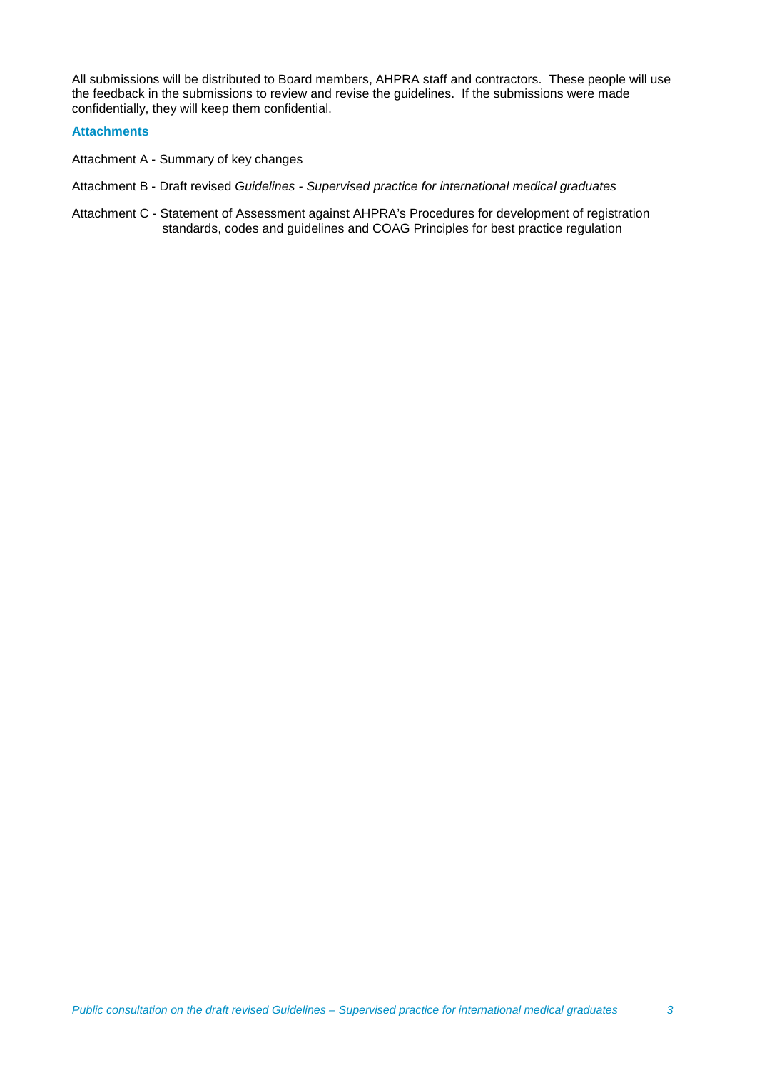All submissions will be distributed to Board members, AHPRA staff and contractors. These people will use the feedback in the submissions to review and revise the guidelines. If the submissions were made confidentially, they will keep them confidential.

### Attachments

Attachment A - Summary of key changes

Attachment B - Draft revised *Guidelines - Supervised practice for international medical graduates*

Attachment C - Statement of Assessment against AHPRA's Procedures for development of registration standards, codes and guidelines and COAG Principles for best practice regulation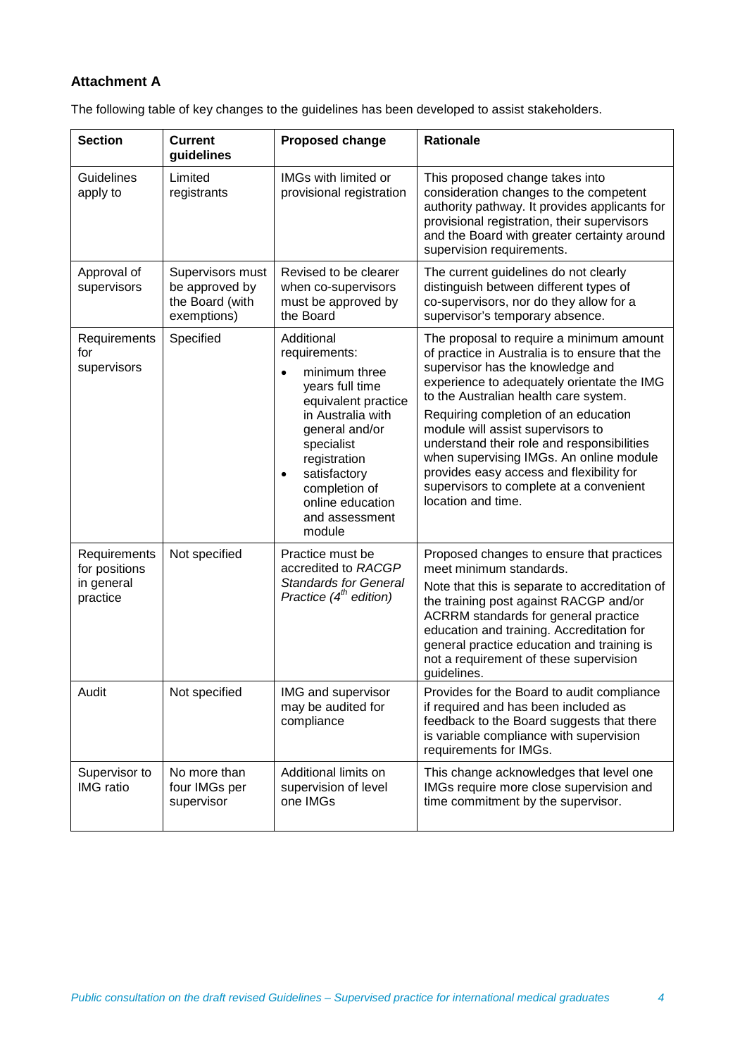**Attachment A**

The following table of key changes to the guidelines has been developed to assist stakeholders.

| Section | Current guidelines | Proposed change | Rationale |
|---|---|---|---|
| Guidelines apply to | Limited registrants | IMGs with limited or provisional registration | This proposed change takes into consideration changes to the competent authority pathway. It provides applicants for provisional registration, their supervisors and the Board with greater certainty around supervision requirements. |
| Approval of supervisors | Supervisors must be approved by the Board (with exemptions) | Revised to be clearer when co-supervisors must be approved by the Board | The current guidelines do not clearly distinguish between different types of co-supervisors, nor do they allow for a supervisor's temporary absence. |
| Requirements for supervisors | Specified | Additional requirements:<br>• minimum three years full time equivalent practice in Australia with general and/or specialist registration<br>• satisfactory completion of online education and assessment module | The proposal to require a minimum amount of practice in Australia is to ensure that the supervisor has the knowledge and experience to adequately orientate the IMG to the Australian health care system.<br>Requiring completion of an education module will assist supervisors to understand their role and responsibilities when supervising IMGs. An online module provides easy access and flexibility for supervisors to complete at a convenient location and time. |
| Requirements for positions in general practice | Not specified | Practice must be accredited to *RACGP Standards for General Practice (4th edition)* | Proposed changes to ensure that practices meet minimum standards.<br>Note that this is separate to accreditation of the training post against RACGP and/or ACRRM standards for general practice education and training. Accreditation for general practice education and training is not a requirement of these supervision guidelines. |
| Audit | Not specified | IMG and supervisor may be audited for compliance | Provides for the Board to audit compliance if required and has been included as feedback to the Board suggests that there is variable compliance with supervision requirements for IMGs. |
| Supervisor to IMG ratio | No more than four IMGs per supervisor | Additional limits on supervision of level one IMGs | This change acknowledges that level one IMGs require more close supervision and time commitment by the supervisor. |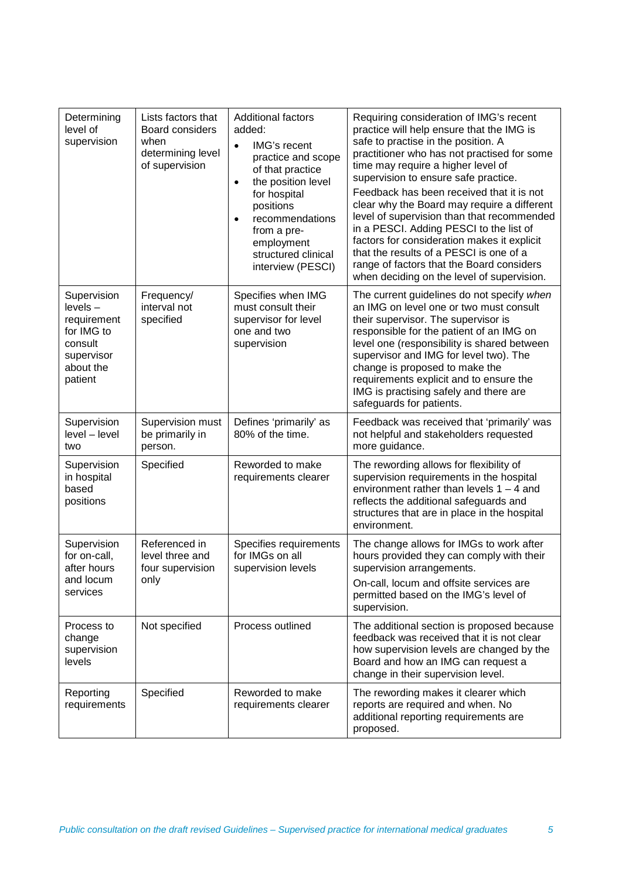| Determining level of supervision | Lists factors that Board considers when determining level of supervision | Additional factors added: <br>• IMG's recent practice and scope of that practice <br>• the position level for hospital positions <br>• recommendations from a pre-employment structured clinical interview (PESCI) | Requiring consideration of IMG's recent practice will help ensure that the IMG is safe to practise in the position. A practitioner who has not practised for some time may require a higher level of supervision to ensure safe practice. <br>Feedback has been received that it is not clear why the Board may require a different level of supervision than that recommended in a PESCI. Adding PESCI to the list of factors for consideration makes it explicit that the results of a PESCI is one of a range of factors that the Board considers when deciding on the level of supervision. |
|---|---|---|---|
| Supervision levels – requirement for IMG to consult supervisor about the patient | Frequency/ interval not specified | Specifies when IMG must consult their supervisor for level one and two supervision | The current guidelines do not specify *when* an IMG on level one or two must consult their supervisor. The supervisor is responsible for the patient of an IMG on level one (responsibility is shared between supervisor and IMG for level two). The change is proposed to make the requirements explicit and to ensure the IMG is practising safely and there are safeguards for patients. |
| Supervision level – level two | Supervision must be primarily in person. | Defines 'primarily' as 80% of the time. | Feedback was received that 'primarily' was not helpful and stakeholders requested more guidance. |
| Supervision in hospital based positions | Specified | Reworded to make requirements clearer | The rewording allows for flexibility of supervision requirements in the hospital environment rather than levels 1 – 4 and reflects the additional safeguards and structures that are in place in the hospital environment. |
| Supervision for on-call, after hours and locum services | Referenced in level three and four supervision only | Specifies requirements for IMGs on all supervision levels | The change allows for IMGs to work after hours provided they can comply with their supervision arrangements. <br>On-call, locum and offsite services are permitted based on the IMG's level of supervision. |
| Process to change supervision levels | Not specified | Process outlined | The additional section is proposed because feedback was received that it is not clear how supervision levels are changed by the Board and how an IMG can request a change in their supervision level. |
| Reporting requirements | Specified | Reworded to make requirements clearer | The rewording makes it clearer which reports are required and when. No additional reporting requirements are proposed. |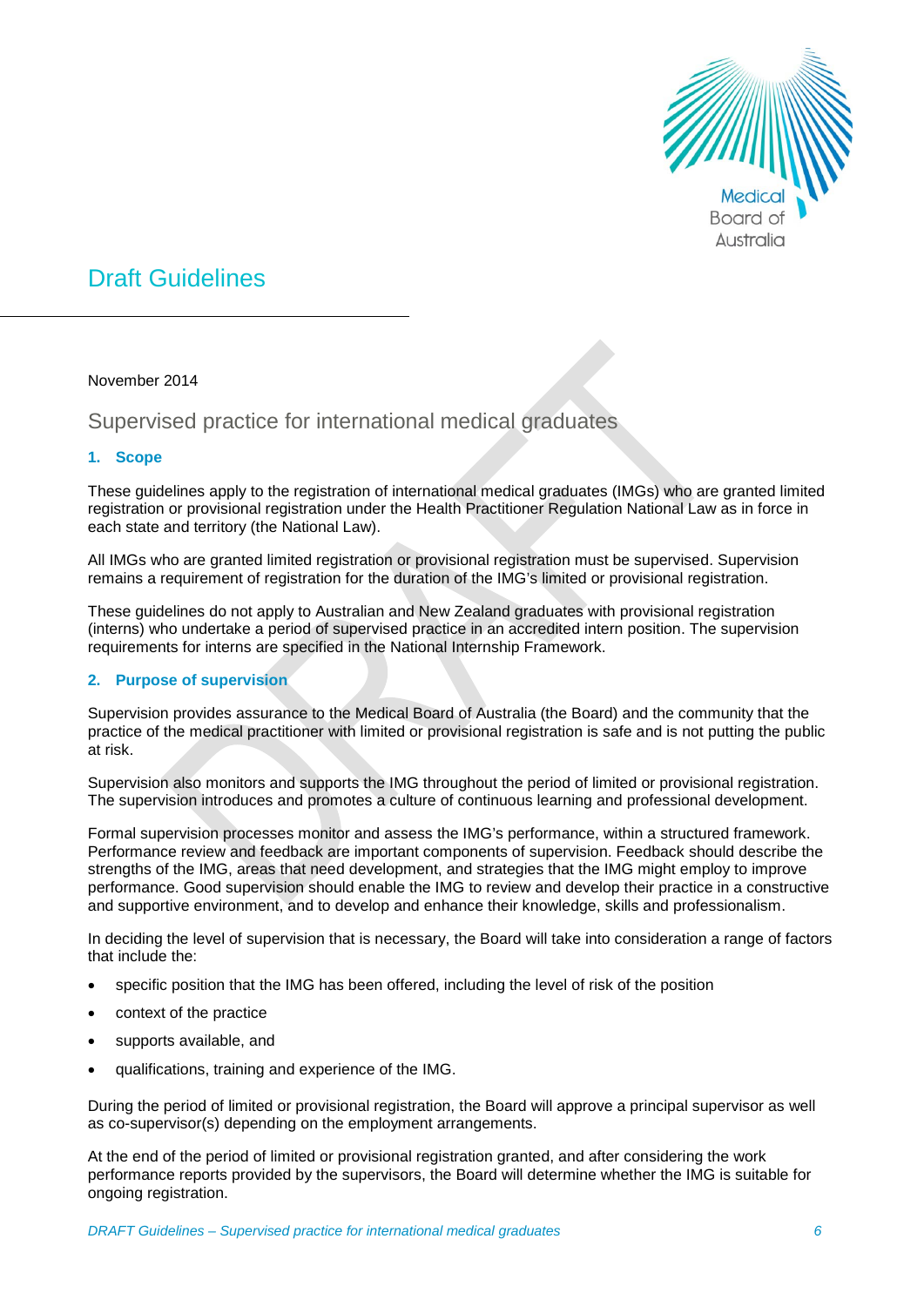# Draft Guidelines

November 2014

## Supervised practice for international medical graduates

### 1. Scope

These guidelines apply to the registration of international medical graduates (IMGs) who are granted limited registration or provisional registration under the Health Practitioner Regulation National Law as in force in each state and territory (the National Law).

All IMGs who are granted limited registration or provisional registration must be supervised. Supervision remains a requirement of registration for the duration of the IMG's limited or provisional registration.

These guidelines do not apply to Australian and New Zealand graduates with provisional registration (interns) who undertake a period of supervised practice in an accredited intern position. The supervision requirements for interns are specified in the National Internship Framework.

### 2. Purpose of supervision

Supervision provides assurance to the Medical Board of Australia (the Board) and the community that the practice of the medical practitioner with limited or provisional registration is safe and is not putting the public at risk.

Supervision also monitors and supports the IMG throughout the period of limited or provisional registration. The supervision introduces and promotes a culture of continuous learning and professional development.

Formal supervision processes monitor and assess the IMG's performance, within a structured framework. Performance review and feedback are important components of supervision. Feedback should describe the strengths of the IMG, areas that need development, and strategies that the IMG might employ to improve performance. Good supervision should enable the IMG to review and develop their practice in a constructive and supportive environment, and to develop and enhance their knowledge, skills and professionalism.

In deciding the level of supervision that is necessary, the Board will take into consideration a range of factors that include the:

- specific position that the IMG has been offered, including the level of risk of the position
- context of the practice
- supports available, and
- qualifications, training and experience of the IMG.

During the period of limited or provisional registration, the Board will approve a principal supervisor as well as co-supervisor(s) depending on the employment arrangements.

At the end of the period of limited or provisional registration granted, and after considering the work performance reports provided by the supervisors, the Board will determine whether the IMG is suitable for ongoing registration.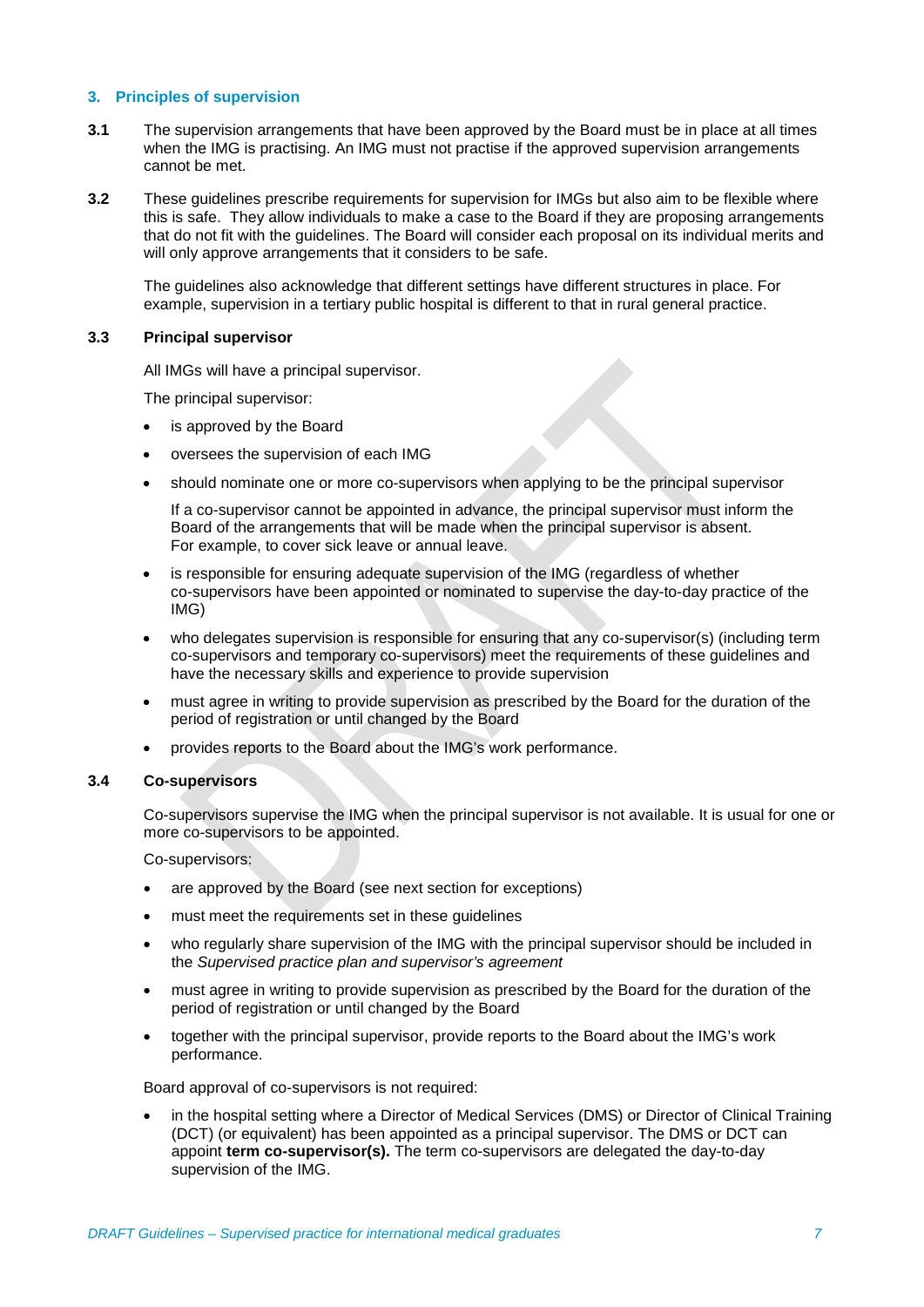## 3. Principles of supervision

**3.1** The supervision arrangements that have been approved by the Board must be in place at all times when the IMG is practising. An IMG must not practise if the approved supervision arrangements cannot be met.

**3.2** These guidelines prescribe requirements for supervision for IMGs but also aim to be flexible where this is safe. They allow individuals to make a case to the Board if they are proposing arrangements that do not fit with the guidelines. The Board will consider each proposal on its individual merits and will only approve arrangements that it considers to be safe.

The guidelines also acknowledge that different settings have different structures in place. For example, supervision in a tertiary public hospital is different to that in rural general practice.

### 3.3 Principal supervisor

All IMGs will have a principal supervisor.

The principal supervisor:

- is approved by the Board
- oversees the supervision of each IMG
- should nominate one or more co-supervisors when applying to be the principal supervisor

  If a co-supervisor cannot be appointed in advance, the principal supervisor must inform the Board of the arrangements that will be made when the principal supervisor is absent. For example, to cover sick leave or annual leave.

- is responsible for ensuring adequate supervision of the IMG (regardless of whether co-supervisors have been appointed or nominated to supervise the day-to-day practice of the IMG)
- who delegates supervision is responsible for ensuring that any co-supervisor(s) (including term co-supervisors and temporary co-supervisors) meet the requirements of these guidelines and have the necessary skills and experience to provide supervision
- must agree in writing to provide supervision as prescribed by the Board for the duration of the period of registration or until changed by the Board
- provides reports to the Board about the IMG's work performance.

### 3.4 Co-supervisors

Co-supervisors supervise the IMG when the principal supervisor is not available. It is usual for one or more co-supervisors to be appointed.

Co-supervisors:

- are approved by the Board (see next section for exceptions)
- must meet the requirements set in these guidelines
- who regularly share supervision of the IMG with the principal supervisor should be included in the *Supervised practice plan and supervisor's agreement*
- must agree in writing to provide supervision as prescribed by the Board for the duration of the period of registration or until changed by the Board
- together with the principal supervisor, provide reports to the Board about the IMG's work performance.

Board approval of co-supervisors is not required:

- in the hospital setting where a Director of Medical Services (DMS) or Director of Clinical Training (DCT) (or equivalent) has been appointed as a principal supervisor. The DMS or DCT can appoint **term co-supervisor(s).** The term co-supervisors are delegated the day-to-day supervision of the IMG.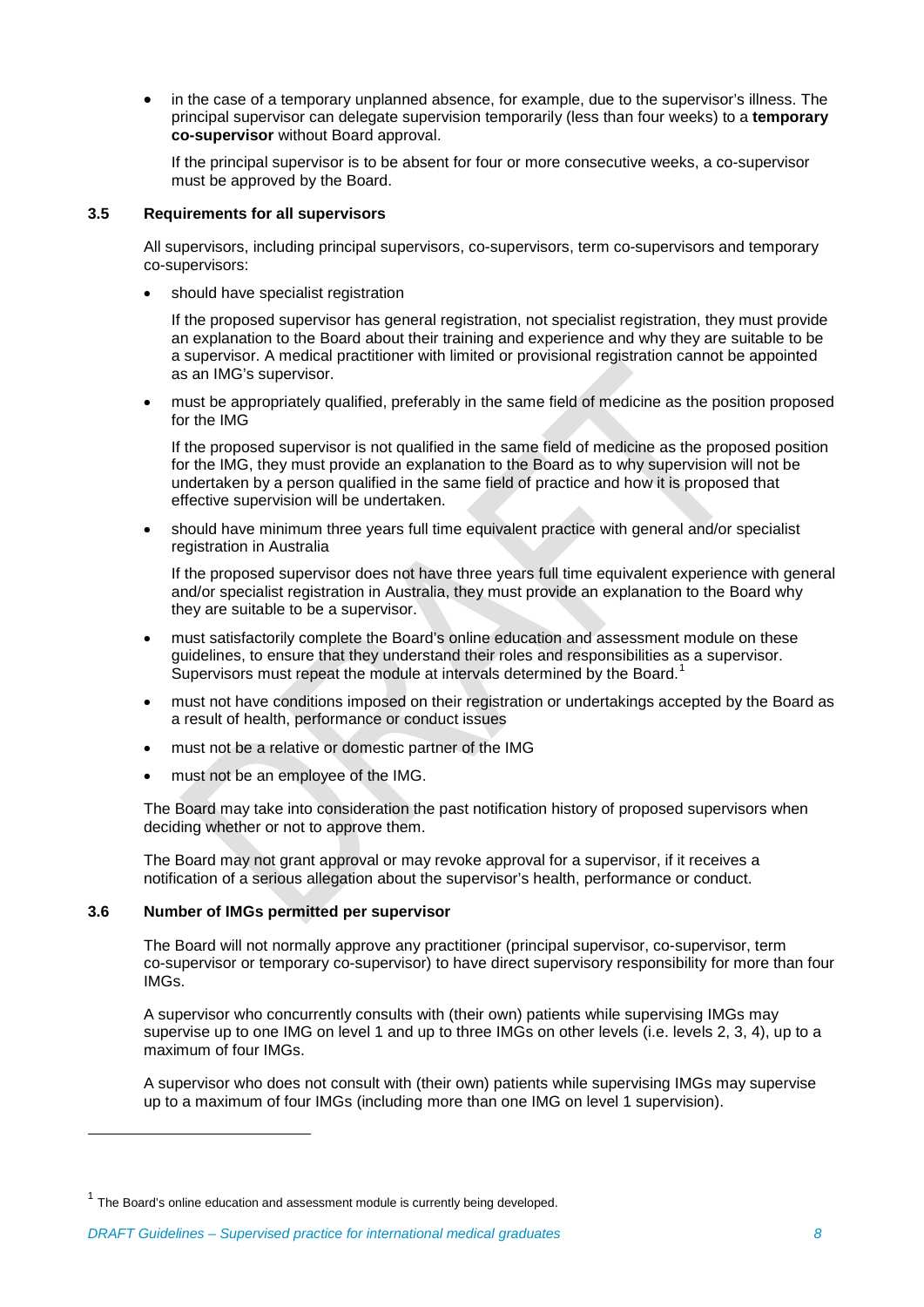- in the case of a temporary unplanned absence, for example, due to the supervisor's illness. The principal supervisor can delegate supervision temporarily (less than four weeks) to a **temporary co-supervisor** without Board approval.

  If the principal supervisor is to be absent for four or more consecutive weeks, a co-supervisor must be approved by the Board.

### 3.5 Requirements for all supervisors

All supervisors, including principal supervisors, co-supervisors, term co-supervisors and temporary co-supervisors:

- should have specialist registration

  If the proposed supervisor has general registration, not specialist registration, they must provide an explanation to the Board about their training and experience and why they are suitable to be a supervisor. A medical practitioner with limited or provisional registration cannot be appointed as an IMG's supervisor.

- must be appropriately qualified, preferably in the same field of medicine as the position proposed for the IMG

  If the proposed supervisor is not qualified in the same field of medicine as the proposed position for the IMG, they must provide an explanation to the Board as to why supervision will not be undertaken by a person qualified in the same field of practice and how it is proposed that effective supervision will be undertaken.

- should have minimum three years full time equivalent practice with general and/or specialist registration in Australia

  If the proposed supervisor does not have three years full time equivalent experience with general and/or specialist registration in Australia, they must provide an explanation to the Board why they are suitable to be a supervisor.

- must satisfactorily complete the Board's online education and assessment module on these guidelines, to ensure that they understand their roles and responsibilities as a supervisor. Supervisors must repeat the module at intervals determined by the Board.[1]
- must not have conditions imposed on their registration or undertakings accepted by the Board as a result of health, performance or conduct issues
- must not be a relative or domestic partner of the IMG
- must not be an employee of the IMG.

The Board may take into consideration the past notification history of proposed supervisors when deciding whether or not to approve them.

The Board may not grant approval or may revoke approval for a supervisor, if it receives a notification of a serious allegation about the supervisor's health, performance or conduct.

### 3.6 Number of IMGs permitted per supervisor

The Board will not normally approve any practitioner (principal supervisor, co-supervisor, term co-supervisor or temporary co-supervisor) to have direct supervisory responsibility for more than four IMGs.

A supervisor who concurrently consults with (their own) patients while supervising IMGs may supervise up to one IMG on level 1 and up to three IMGs on other levels (i.e. levels 2, 3, 4), up to a maximum of four IMGs.

A supervisor who does not consult with (their own) patients while supervising IMGs may supervise up to a maximum of four IMGs (including more than one IMG on level 1 supervision).

---

[1] The Board's online education and assessment module is currently being developed.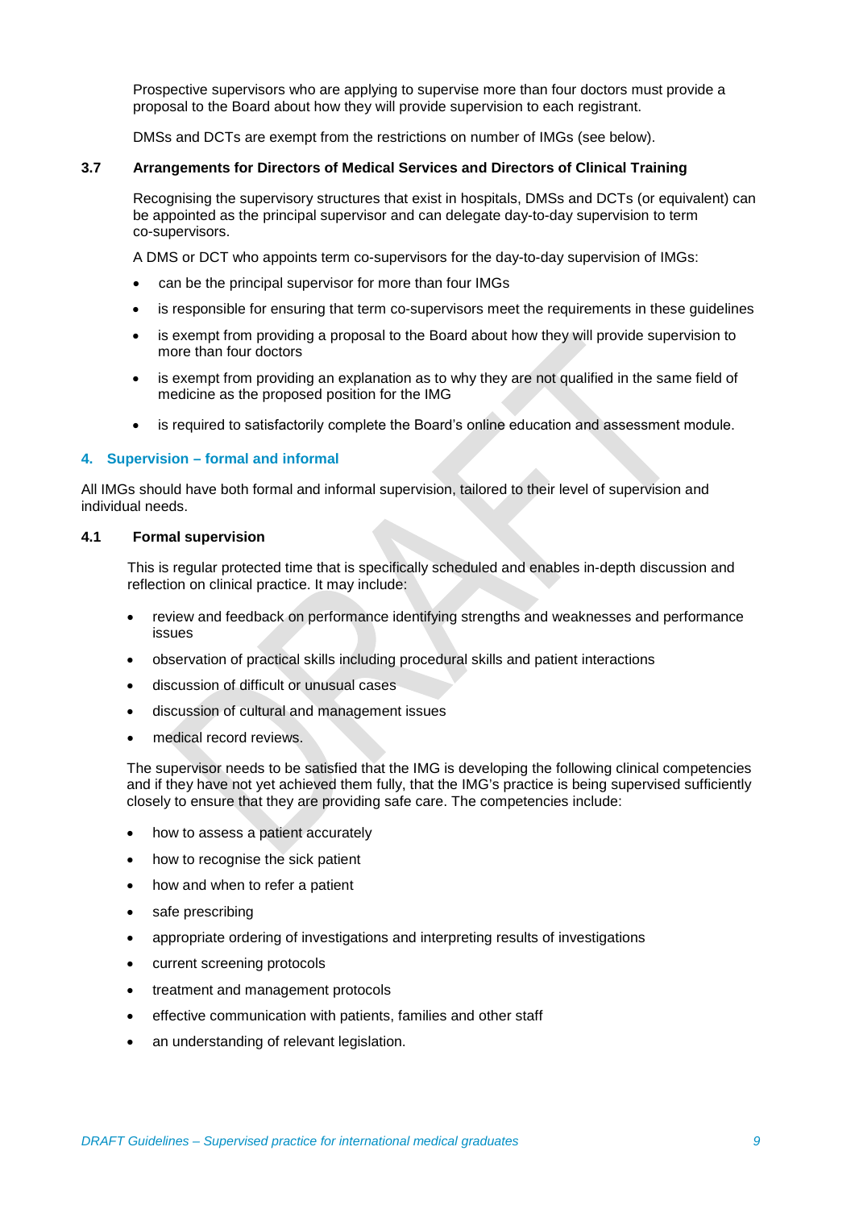Prospective supervisors who are applying to supervise more than four doctors must provide a proposal to the Board about how they will provide supervision to each registrant.

DMSs and DCTs are exempt from the restrictions on number of IMGs (see below).

### 3.7 Arrangements for Directors of Medical Services and Directors of Clinical Training

Recognising the supervisory structures that exist in hospitals, DMSs and DCTs (or equivalent) can be appointed as the principal supervisor and can delegate day-to-day supervision to term co-supervisors.

A DMS or DCT who appoints term co-supervisors for the day-to-day supervision of IMGs:

- can be the principal supervisor for more than four IMGs
- is responsible for ensuring that term co-supervisors meet the requirements in these guidelines
- is exempt from providing a proposal to the Board about how they will provide supervision to more than four doctors
- is exempt from providing an explanation as to why they are not qualified in the same field of medicine as the proposed position for the IMG
- is required to satisfactorily complete the Board's online education and assessment module.

## 4. Supervision – formal and informal

All IMGs should have both formal and informal supervision, tailored to their level of supervision and individual needs.

### 4.1 Formal supervision

This is regular protected time that is specifically scheduled and enables in-depth discussion and reflection on clinical practice. It may include:

- review and feedback on performance identifying strengths and weaknesses and performance issues
- observation of practical skills including procedural skills and patient interactions
- discussion of difficult or unusual cases
- discussion of cultural and management issues
- medical record reviews.

The supervisor needs to be satisfied that the IMG is developing the following clinical competencies and if they have not yet achieved them fully, that the IMG's practice is being supervised sufficiently closely to ensure that they are providing safe care. The competencies include:

- how to assess a patient accurately
- how to recognise the sick patient
- how and when to refer a patient
- safe prescribing
- appropriate ordering of investigations and interpreting results of investigations
- current screening protocols
- treatment and management protocols
- effective communication with patients, families and other staff
- an understanding of relevant legislation.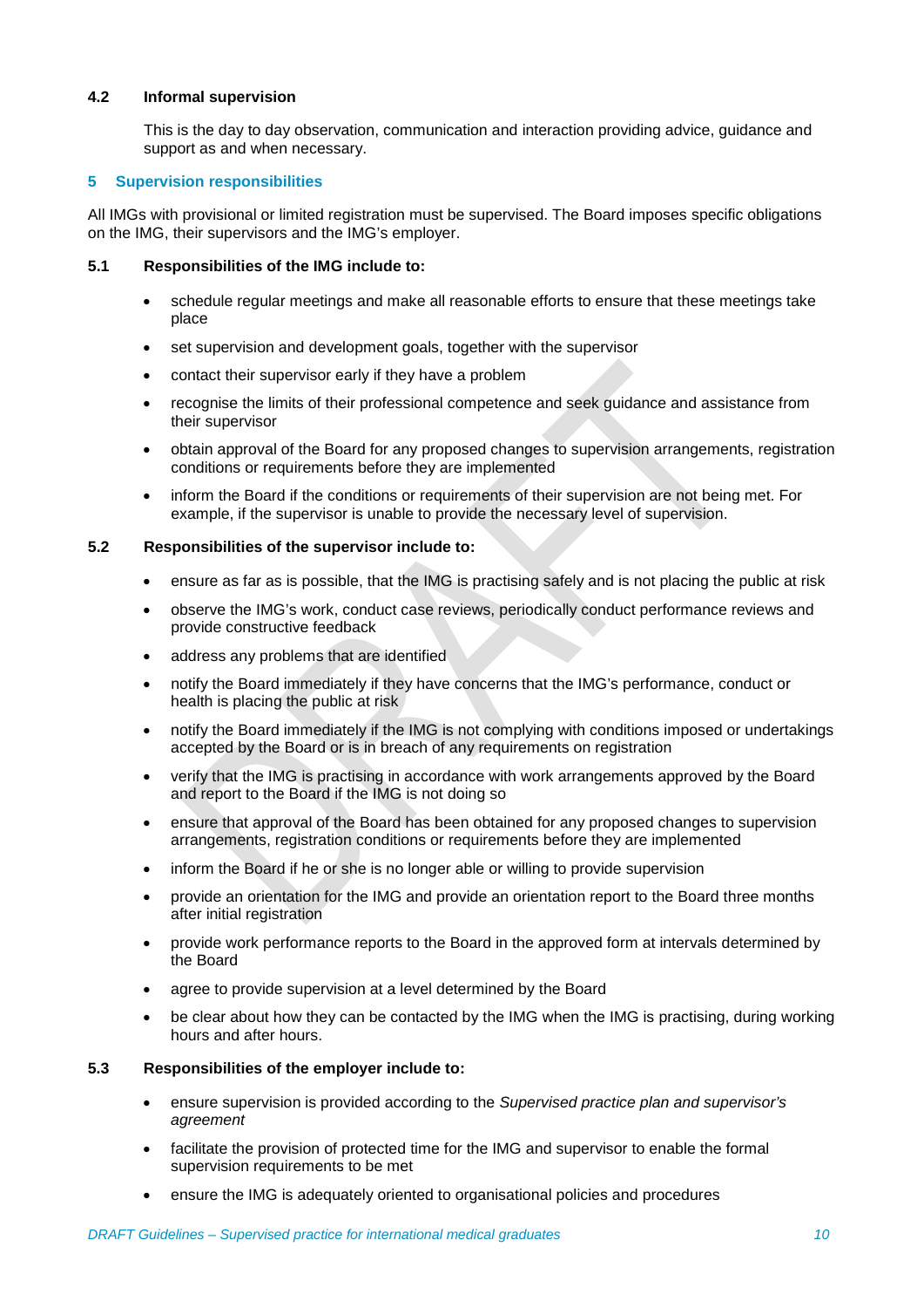### 4.2 Informal supervision

This is the day to day observation, communication and interaction providing advice, guidance and support as and when necessary.

## 5 Supervision responsibilities

All IMGs with provisional or limited registration must be supervised. The Board imposes specific obligations on the IMG, their supervisors and the IMG's employer.

### 5.1 Responsibilities of the IMG include to:

- schedule regular meetings and make all reasonable efforts to ensure that these meetings take place
- set supervision and development goals, together with the supervisor
- contact their supervisor early if they have a problem
- recognise the limits of their professional competence and seek guidance and assistance from their supervisor
- obtain approval of the Board for any proposed changes to supervision arrangements, registration conditions or requirements before they are implemented
- inform the Board if the conditions or requirements of their supervision are not being met. For example, if the supervisor is unable to provide the necessary level of supervision.

### 5.2 Responsibilities of the supervisor include to:

- ensure as far as is possible, that the IMG is practising safely and is not placing the public at risk
- observe the IMG's work, conduct case reviews, periodically conduct performance reviews and provide constructive feedback
- address any problems that are identified
- notify the Board immediately if they have concerns that the IMG's performance, conduct or health is placing the public at risk
- notify the Board immediately if the IMG is not complying with conditions imposed or undertakings accepted by the Board or is in breach of any requirements on registration
- verify that the IMG is practising in accordance with work arrangements approved by the Board and report to the Board if the IMG is not doing so
- ensure that approval of the Board has been obtained for any proposed changes to supervision arrangements, registration conditions or requirements before they are implemented
- inform the Board if he or she is no longer able or willing to provide supervision
- provide an orientation for the IMG and provide an orientation report to the Board three months after initial registration
- provide work performance reports to the Board in the approved form at intervals determined by the Board
- agree to provide supervision at a level determined by the Board
- be clear about how they can be contacted by the IMG when the IMG is practising, during working hours and after hours.

### 5.3 Responsibilities of the employer include to:

- ensure supervision is provided according to the *Supervised practice plan and supervisor's agreement*
- facilitate the provision of protected time for the IMG and supervisor to enable the formal supervision requirements to be met
- ensure the IMG is adequately oriented to organisational policies and procedures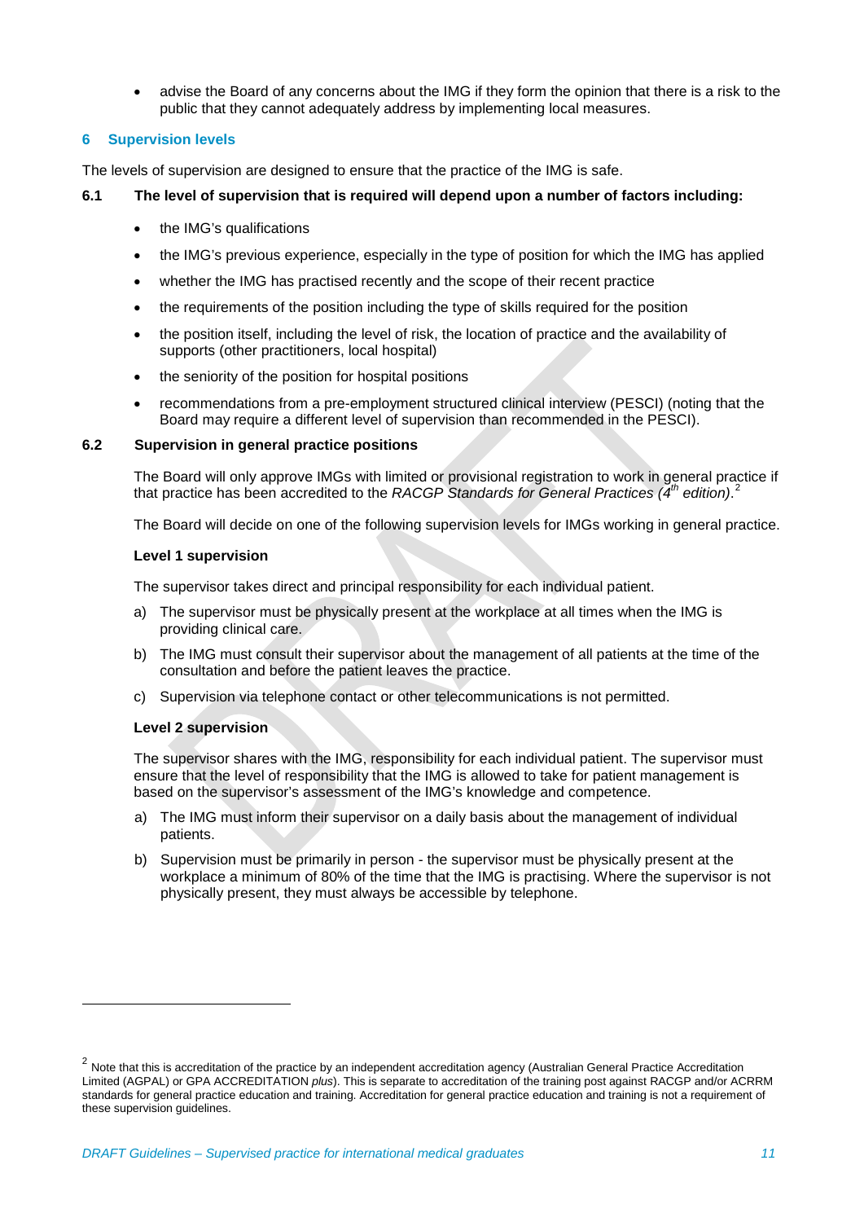- advise the Board of any concerns about the IMG if they form the opinion that there is a risk to the public that they cannot adequately address by implementing local measures.

## 6 Supervision levels

The levels of supervision are designed to ensure that the practice of the IMG is safe.

### 6.1 The level of supervision that is required will depend upon a number of factors including:

- the IMG's qualifications
- the IMG's previous experience, especially in the type of position for which the IMG has applied
- whether the IMG has practised recently and the scope of their recent practice
- the requirements of the position including the type of skills required for the position
- the position itself, including the level of risk, the location of practice and the availability of supports (other practitioners, local hospital)
- the seniority of the position for hospital positions
- recommendations from a pre-employment structured clinical interview (PESCI) (noting that the Board may require a different level of supervision than recommended in the PESCI).

### 6.2 Supervision in general practice positions

The Board will only approve IMGs with limited or provisional registration to work in general practice if that practice has been accredited to the *RACGP Standards for General Practices (4th edition)*.[2]

The Board will decide on one of the following supervision levels for IMGs working in general practice.

**Level 1 supervision**

The supervisor takes direct and principal responsibility for each individual patient.

a) The supervisor must be physically present at the workplace at all times when the IMG is providing clinical care.

b) The IMG must consult their supervisor about the management of all patients at the time of the consultation and before the patient leaves the practice.

c) Supervision via telephone contact or other telecommunications is not permitted.

**Level 2 supervision**

The supervisor shares with the IMG, responsibility for each individual patient. The supervisor must ensure that the level of responsibility that the IMG is allowed to take for patient management is based on the supervisor's assessment of the IMG's knowledge and competence.

a) The IMG must inform their supervisor on a daily basis about the management of individual patients.

b) Supervision must be primarily in person - the supervisor must be physically present at the workplace a minimum of 80% of the time that the IMG is practising. Where the supervisor is not physically present, they must always be accessible by telephone.

---

[2] Note that this is accreditation of the practice by an independent accreditation agency (Australian General Practice Accreditation Limited (AGPAL) or GPA ACCREDITATION *plus*). This is separate to accreditation of the training post against RACGP and/or ACRRM standards for general practice education and training. Accreditation for general practice education and training is not a requirement of these supervision guidelines.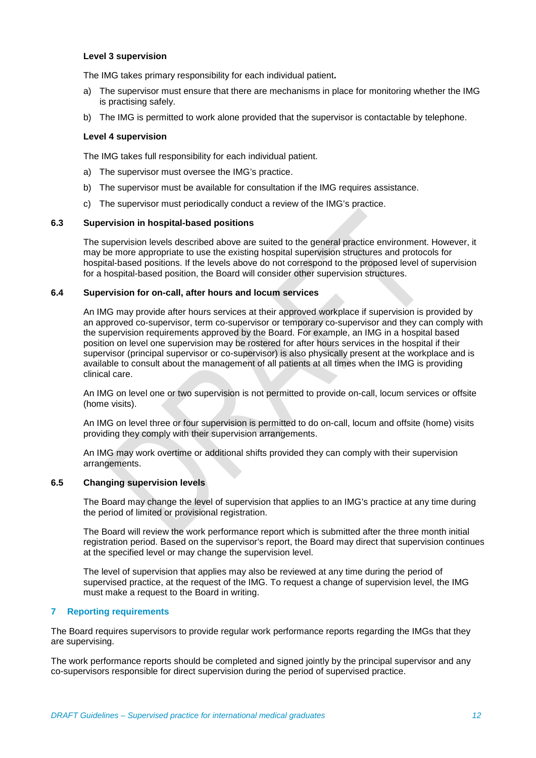#### Level 3 supervision

The IMG takes primary responsibility for each individual patient**.**

a) The supervisor must ensure that there are mechanisms in place for monitoring whether the IMG is practising safely.

b) The IMG is permitted to work alone provided that the supervisor is contactable by telephone.

#### Level 4 supervision

The IMG takes full responsibility for each individual patient.

a) The supervisor must oversee the IMG's practice.

b) The supervisor must be available for consultation if the IMG requires assistance.

c) The supervisor must periodically conduct a review of the IMG's practice.

### 6.3 Supervision in hospital-based positions

The supervision levels described above are suited to the general practice environment. However, it may be more appropriate to use the existing hospital supervision structures and protocols for hospital-based positions. If the levels above do not correspond to the proposed level of supervision for a hospital-based position, the Board will consider other supervision structures.

### 6.4 Supervision for on-call, after hours and locum services

An IMG may provide after hours services at their approved workplace if supervision is provided by an approved co-supervisor, term co-supervisor or temporary co-supervisor and they can comply with the supervision requirements approved by the Board. For example, an IMG in a hospital based position on level one supervision may be rostered for after hours services in the hospital if their supervisor (principal supervisor or co-supervisor) is also physically present at the workplace and is available to consult about the management of all patients at all times when the IMG is providing clinical care.

An IMG on level one or two supervision is not permitted to provide on-call, locum services or offsite (home visits).

An IMG on level three or four supervision is permitted to do on-call, locum and offsite (home) visits providing they comply with their supervision arrangements.

An IMG may work overtime or additional shifts provided they can comply with their supervision arrangements.

### 6.5 Changing supervision levels

The Board may change the level of supervision that applies to an IMG's practice at any time during the period of limited or provisional registration.

The Board will review the work performance report which is submitted after the three month initial registration period. Based on the supervisor's report, the Board may direct that supervision continues at the specified level or may change the supervision level.

The level of supervision that applies may also be reviewed at any time during the period of supervised practice, at the request of the IMG. To request a change of supervision level, the IMG must make a request to the Board in writing.

## 7 Reporting requirements

The Board requires supervisors to provide regular work performance reports regarding the IMGs that they are supervising.

The work performance reports should be completed and signed jointly by the principal supervisor and any co-supervisors responsible for direct supervision during the period of supervised practice.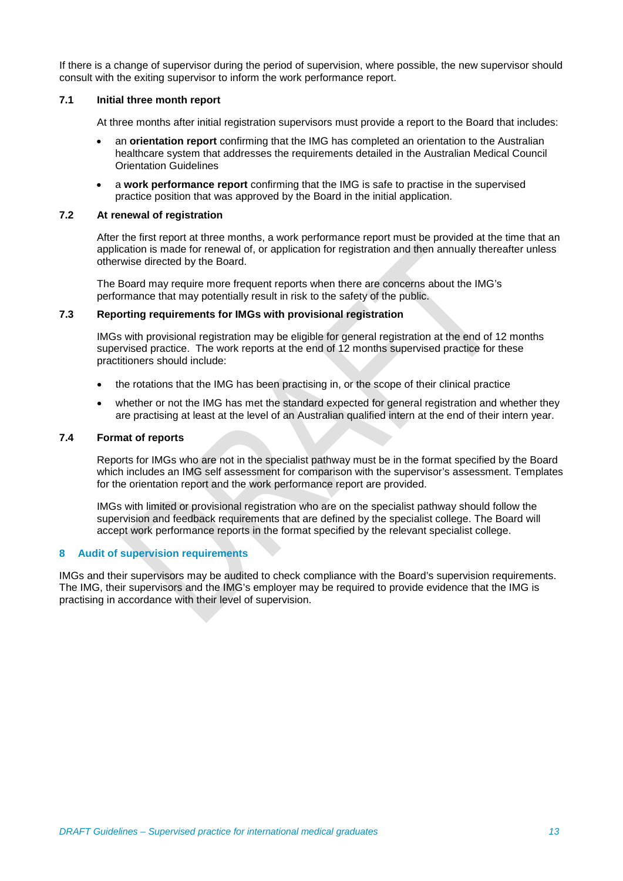If there is a change of supervisor during the period of supervision, where possible, the new supervisor should consult with the exiting supervisor to inform the work performance report.

### 7.1 Initial three month report

At three months after initial registration supervisors must provide a report to the Board that includes:

- an **orientation report** confirming that the IMG has completed an orientation to the Australian healthcare system that addresses the requirements detailed in the Australian Medical Council Orientation Guidelines
- a **work performance report** confirming that the IMG is safe to practise in the supervised practice position that was approved by the Board in the initial application.

### 7.2 At renewal of registration

After the first report at three months, a work performance report must be provided at the time that an application is made for renewal of, or application for registration and then annually thereafter unless otherwise directed by the Board.

The Board may require more frequent reports when there are concerns about the IMG's performance that may potentially result in risk to the safety of the public.

### 7.3 Reporting requirements for IMGs with provisional registration

IMGs with provisional registration may be eligible for general registration at the end of 12 months supervised practice. The work reports at the end of 12 months supervised practice for these practitioners should include:

- the rotations that the IMG has been practising in, or the scope of their clinical practice
- whether or not the IMG has met the standard expected for general registration and whether they are practising at least at the level of an Australian qualified intern at the end of their intern year.

### 7.4 Format of reports

Reports for IMGs who are not in the specialist pathway must be in the format specified by the Board which includes an IMG self assessment for comparison with the supervisor's assessment. Templates for the orientation report and the work performance report are provided.

IMGs with limited or provisional registration who are on the specialist pathway should follow the supervision and feedback requirements that are defined by the specialist college. The Board will accept work performance reports in the format specified by the relevant specialist college.

## 8 Audit of supervision requirements

IMGs and their supervisors may be audited to check compliance with the Board's supervision requirements. The IMG, their supervisors and the IMG's employer may be required to provide evidence that the IMG is practising in accordance with their level of supervision.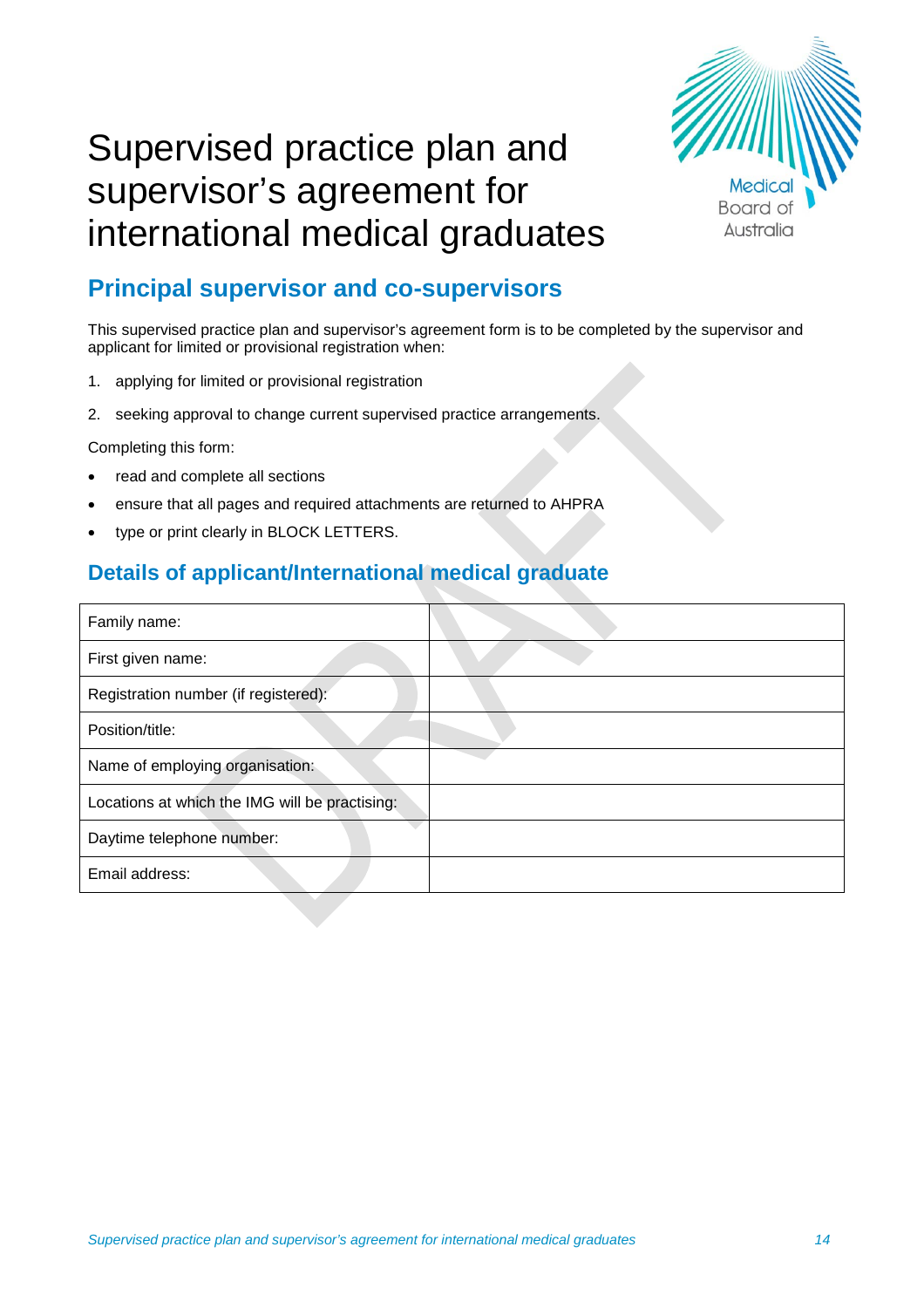# Supervised practice plan and supervisor's agreement for international medical graduates

## Principal supervisor and co-supervisors

This supervised practice plan and supervisor's agreement form is to be completed by the supervisor and applicant for limited or provisional registration when:

1. applying for limited or provisional registration
2. seeking approval to change current supervised practice arrangements.

Completing this form:

- read and complete all sections
- ensure that all pages and required attachments are returned to AHPRA
- type or print clearly in BLOCK LETTERS.

## Details of applicant/International medical graduate

| | |
|---|---|
| Family name: | |
| First given name: | |
| Registration number (if registered): | |
| Position/title: | |
| Name of employing organisation: | |
| Locations at which the IMG will be practising: | |
| Daytime telephone number: | |
| Email address: | |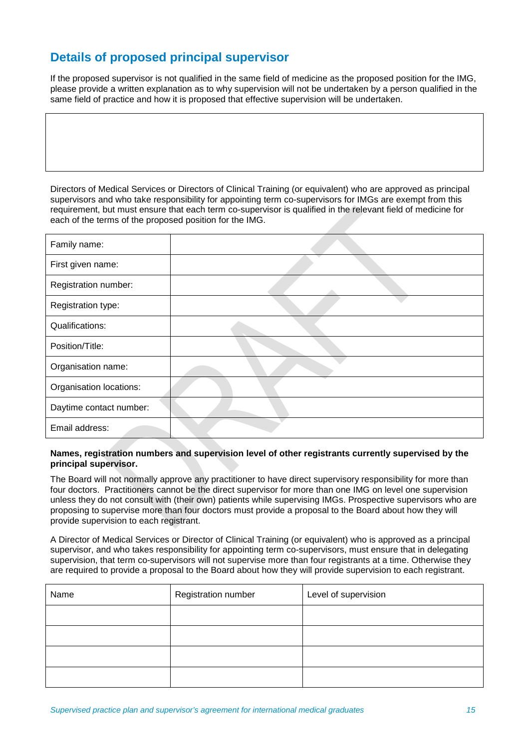## Details of proposed principal supervisor

If the proposed supervisor is not qualified in the same field of medicine as the proposed position for the IMG, please provide a written explanation as to why supervision will not be undertaken by a person qualified in the same field of practice and how it is proposed that effective supervision will be undertaken.

| |
|---|
| |

Directors of Medical Services or Directors of Clinical Training (or equivalent) who are approved as principal supervisors and who take responsibility for appointing term co-supervisors for IMGs are exempt from this requirement, but must ensure that each term co-supervisor is qualified in the relevant field of medicine for each of the terms of the proposed position for the IMG.

| | |
|---|---|
| Family name: | |
| First given name: | |
| Registration number: | |
| Registration type: | |
| Qualifications: | |
| Position/Title: | |
| Organisation name: | |
| Organisation locations: | |
| Daytime contact number: | |
| Email address: | |

**Names, registration numbers and supervision level of other registrants currently supervised by the principal supervisor.**

The Board will not normally approve any practitioner to have direct supervisory responsibility for more than four doctors. Practitioners cannot be the direct supervisor for more than one IMG on level one supervision unless they do not consult with (their own) patients while supervising IMGs. Prospective supervisors who are proposing to supervise more than four doctors must provide a proposal to the Board about how they will provide supervision to each registrant.

A Director of Medical Services or Director of Clinical Training (or equivalent) who is approved as a principal supervisor, and who takes responsibility for appointing term co-supervisors, must ensure that in delegating supervision, that term co-supervisors will not supervise more than four registrants at a time. Otherwise they are required to provide a proposal to the Board about how they will provide supervision to each registrant.

| Name | Registration number | Level of supervision |
|---|---|---|
| | | |
| | | |
| | | |
| | | |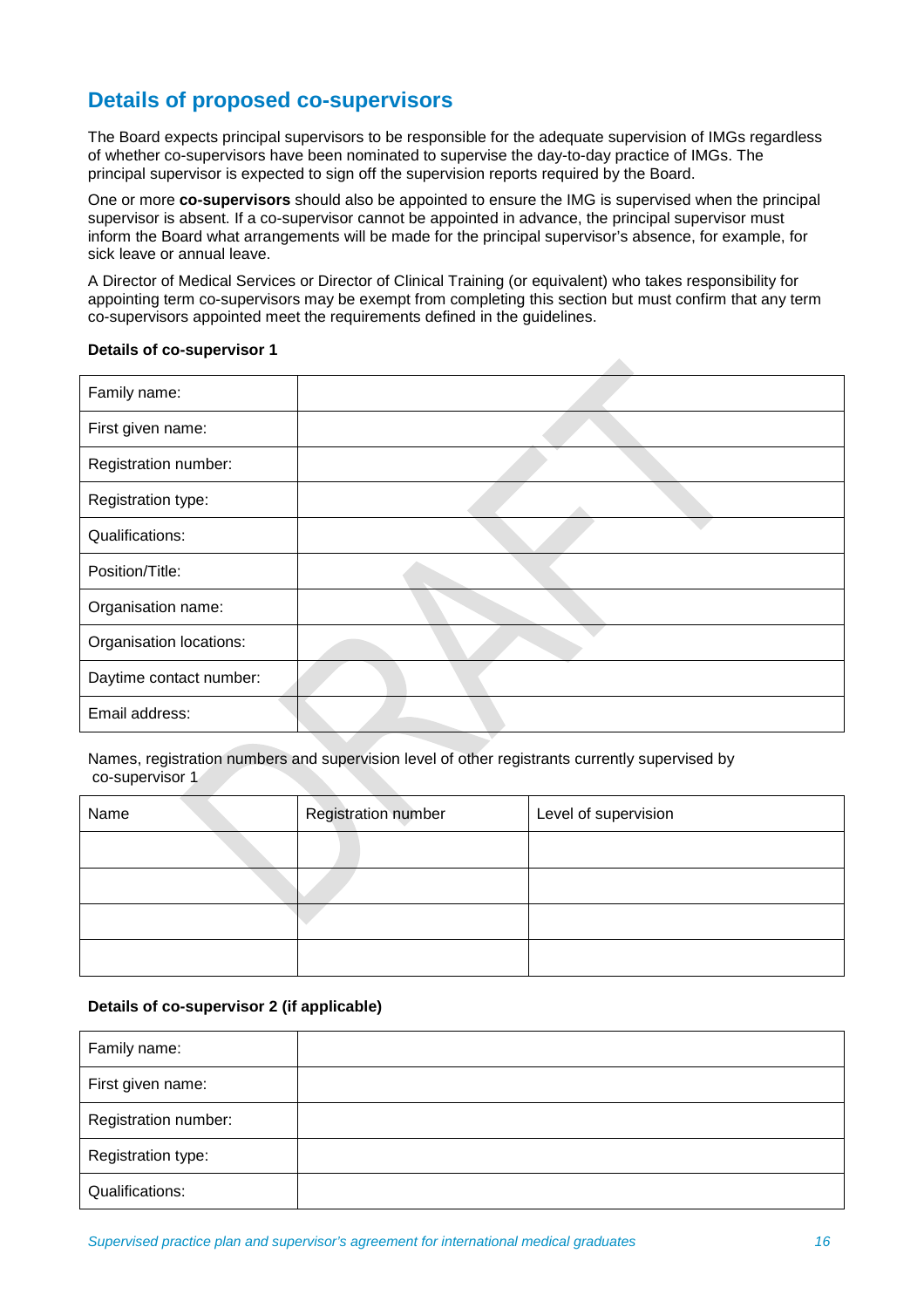## Details of proposed co-supervisors

The Board expects principal supervisors to be responsible for the adequate supervision of IMGs regardless of whether co-supervisors have been nominated to supervise the day-to-day practice of IMGs. The principal supervisor is expected to sign off the supervision reports required by the Board.

One or more **co-supervisors** should also be appointed to ensure the IMG is supervised when the principal supervisor is absent. If a co-supervisor cannot be appointed in advance, the principal supervisor must inform the Board what arrangements will be made for the principal supervisor's absence, for example, for sick leave or annual leave.

A Director of Medical Services or Director of Clinical Training (or equivalent) who takes responsibility for appointing term co-supervisors may be exempt from completing this section but must confirm that any term co-supervisors appointed meet the requirements defined in the guidelines.

**Details of co-supervisor 1**

| | |
|---|---|
| Family name: | |
| First given name: | |
| Registration number: | |
| Registration type: | |
| Qualifications: | |
| Position/Title: | |
| Organisation name: | |
| Organisation locations: | |
| Daytime contact number: | |
| Email address: | |

Names, registration numbers and supervision level of other registrants currently supervised by co-supervisor 1

| Name | Registration number | Level of supervision |
|---|---|---|
| | | |
| | | |
| | | |
| | | |

**Details of co-supervisor 2 (if applicable)**

| | |
|---|---|
| Family name: | |
| First given name: | |
| Registration number: | |
| Registration type: | |
| Qualifications: | |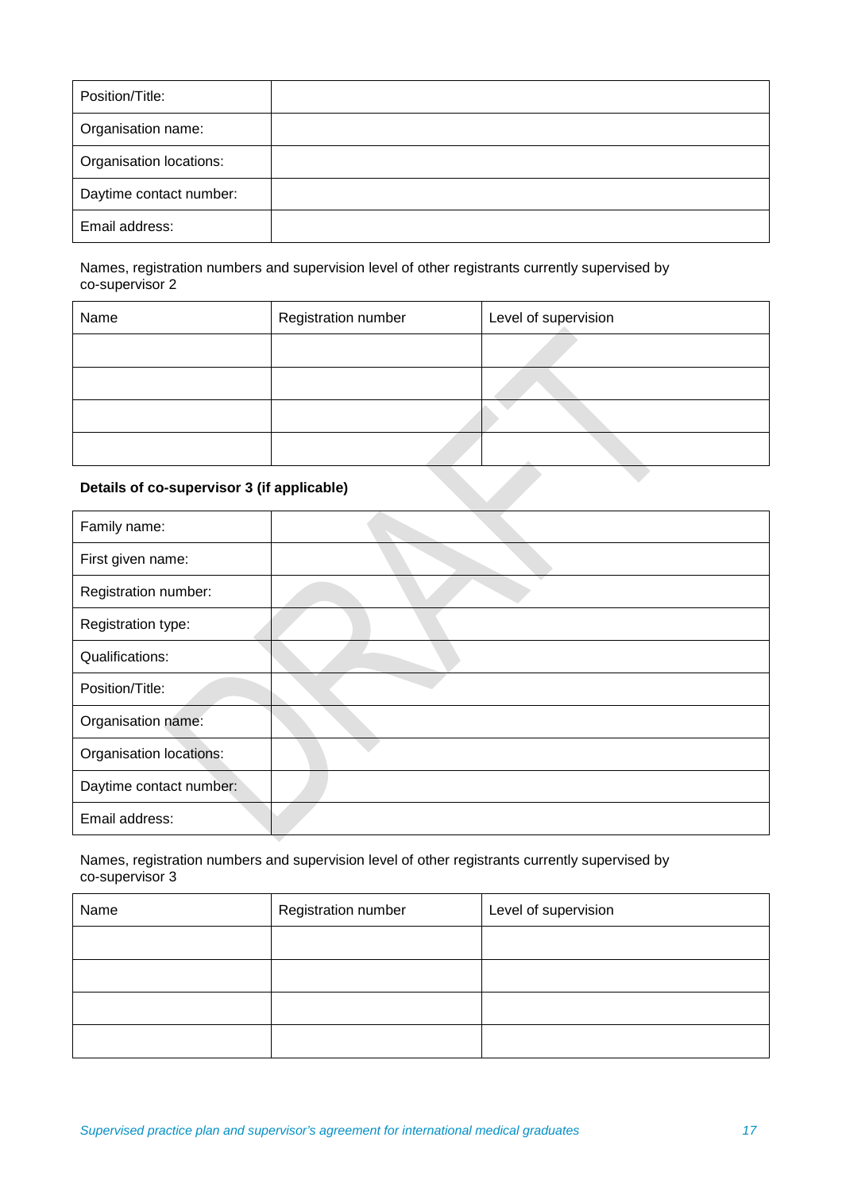| Position/Title: | |
|---|---|
| Organisation name: | |
| Organisation locations: | |
| Daytime contact number: | |
| Email address: | |

Names, registration numbers and supervision level of other registrants currently supervised by co-supervisor 2

| Name | Registration number | Level of supervision |
|---|---|---|
| | | |
| | | |
| | | |
| | | |

**Details of co-supervisor 3 (if applicable)**

| Family name: | |
|---|---|
| First given name: | |
| Registration number: | |
| Registration type: | |
| Qualifications: | |
| Position/Title: | |
| Organisation name: | |
| Organisation locations: | |
| Daytime contact number: | |
| Email address: | |

Names, registration numbers and supervision level of other registrants currently supervised by co-supervisor 3

| Name | Registration number | Level of supervision |
|---|---|---|
| | | |
| | | |
| | | |
| | | |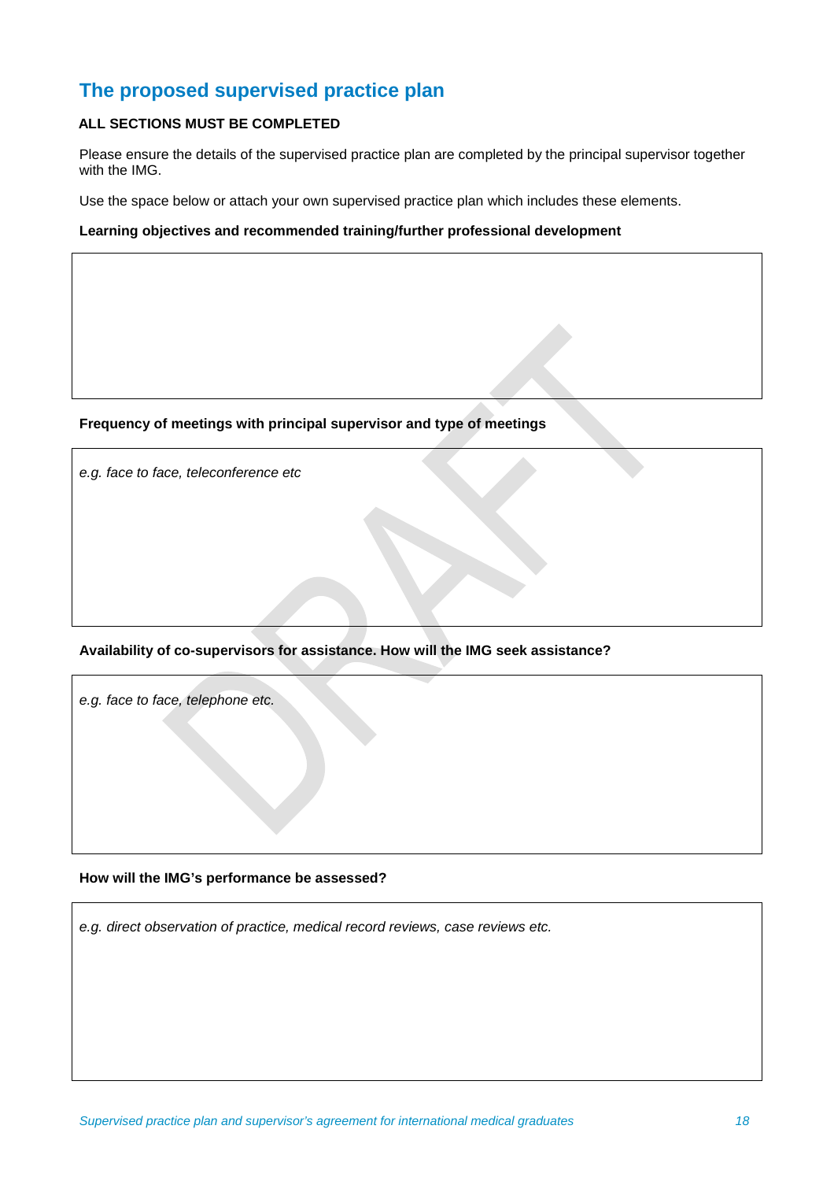## The proposed supervised practice plan

**ALL SECTIONS MUST BE COMPLETED**

Please ensure the details of the supervised practice plan are completed by the principal supervisor together with the IMG.

Use the space below or attach your own supervised practice plan which includes these elements.

**Learning objectives and recommended training/further professional development**

| |
|---|
| |

**Frequency of meetings with principal supervisor and type of meetings**

| |
|---|
| *e.g. face to face, teleconference etc* |

**Availability of co-supervisors for assistance. How will the IMG seek assistance?**

| |
|---|
| *e.g. face to face, telephone etc.* |

**How will the IMG's performance be assessed?**

| |
|---|
| *e.g. direct observation of practice, medical record reviews, case reviews etc.* |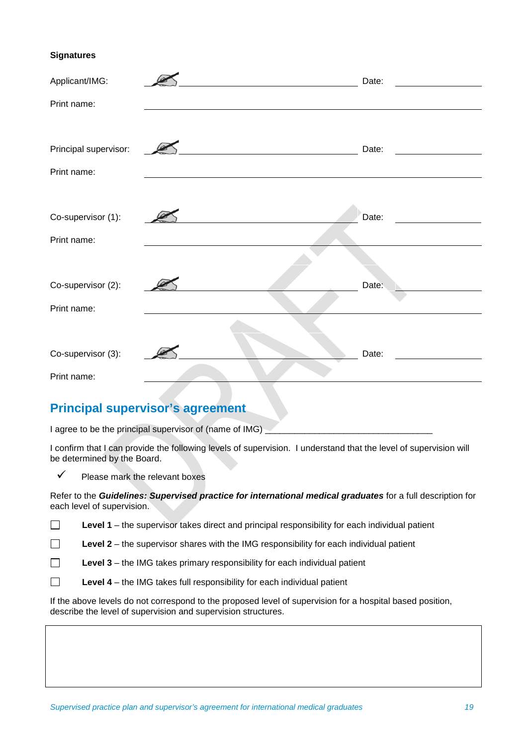**Signatures**

Applicant/IMG: \_\_\_\_\_\_\_\_\_\_\_\_\_\_\_\_\_\_\_\_\_\_\_\_\_\_\_\_\_\_ Date: \_\_\_\_\_\_\_\_\_\_\_\_\_\_

Print name: \_\_\_\_\_\_\_\_\_\_\_\_\_\_\_\_\_\_\_\_\_\_\_\_\_\_\_\_\_\_\_\_\_\_\_\_\_\_\_\_\_\_\_\_\_\_

Principal supervisor: \_\_\_\_\_\_\_\_\_\_\_\_\_\_\_\_\_\_\_\_\_\_\_\_\_\_\_\_\_\_ Date: \_\_\_\_\_\_\_\_\_\_\_\_\_\_

Print name: \_\_\_\_\_\_\_\_\_\_\_\_\_\_\_\_\_\_\_\_\_\_\_\_\_\_\_\_\_\_\_\_\_\_\_\_\_\_\_\_\_\_\_\_\_\_

Co-supervisor (1): \_\_\_\_\_\_\_\_\_\_\_\_\_\_\_\_\_\_\_\_\_\_\_\_\_\_\_\_\_\_ Date: \_\_\_\_\_\_\_\_\_\_\_\_\_\_

Print name: \_\_\_\_\_\_\_\_\_\_\_\_\_\_\_\_\_\_\_\_\_\_\_\_\_\_\_\_\_\_\_\_\_\_\_\_\_\_\_\_\_\_\_\_\_\_

Co-supervisor (2): \_\_\_\_\_\_\_\_\_\_\_\_\_\_\_\_\_\_\_\_\_\_\_\_\_\_\_\_\_\_ Date: \_\_\_\_\_\_\_\_\_\_\_\_\_\_

Print name: \_\_\_\_\_\_\_\_\_\_\_\_\_\_\_\_\_\_\_\_\_\_\_\_\_\_\_\_\_\_\_\_\_\_\_\_\_\_\_\_\_\_\_\_\_\_

Co-supervisor (3): \_\_\_\_\_\_\_\_\_\_\_\_\_\_\_\_\_\_\_\_\_\_\_\_\_\_\_\_\_\_ Date: \_\_\_\_\_\_\_\_\_\_\_\_\_\_

Print name: \_\_\_\_\_\_\_\_\_\_\_\_\_\_\_\_\_\_\_\_\_\_\_\_\_\_\_\_\_\_\_\_\_\_\_\_\_\_\_\_\_\_\_\_\_\_

## Principal supervisor's agreement

I agree to be the principal supervisor of (name of IMG) \_\_\_\_\_\_\_\_\_\_\_\_\_\_\_\_\_\_\_\_\_\_\_\_\_\_\_\_\_\_\_\_\_\_

I confirm that I can provide the following levels of supervision. I understand that the level of supervision will be determined by the Board.

✓ Please mark the relevant boxes

Refer to the ***Guidelines: Supervised practice for international medical graduates*** for a full description for each level of supervision.

☐ **Level 1** – the supervisor takes direct and principal responsibility for each individual patient

☐ **Level 2** – the supervisor shares with the IMG responsibility for each individual patient

☐ **Level 3** – the IMG takes primary responsibility for each individual patient

☐ **Level 4** – the IMG takes full responsibility for each individual patient

If the above levels do not correspond to the proposed level of supervision for a hospital based position, describe the level of supervision and supervision structures.

| |
|---|
| |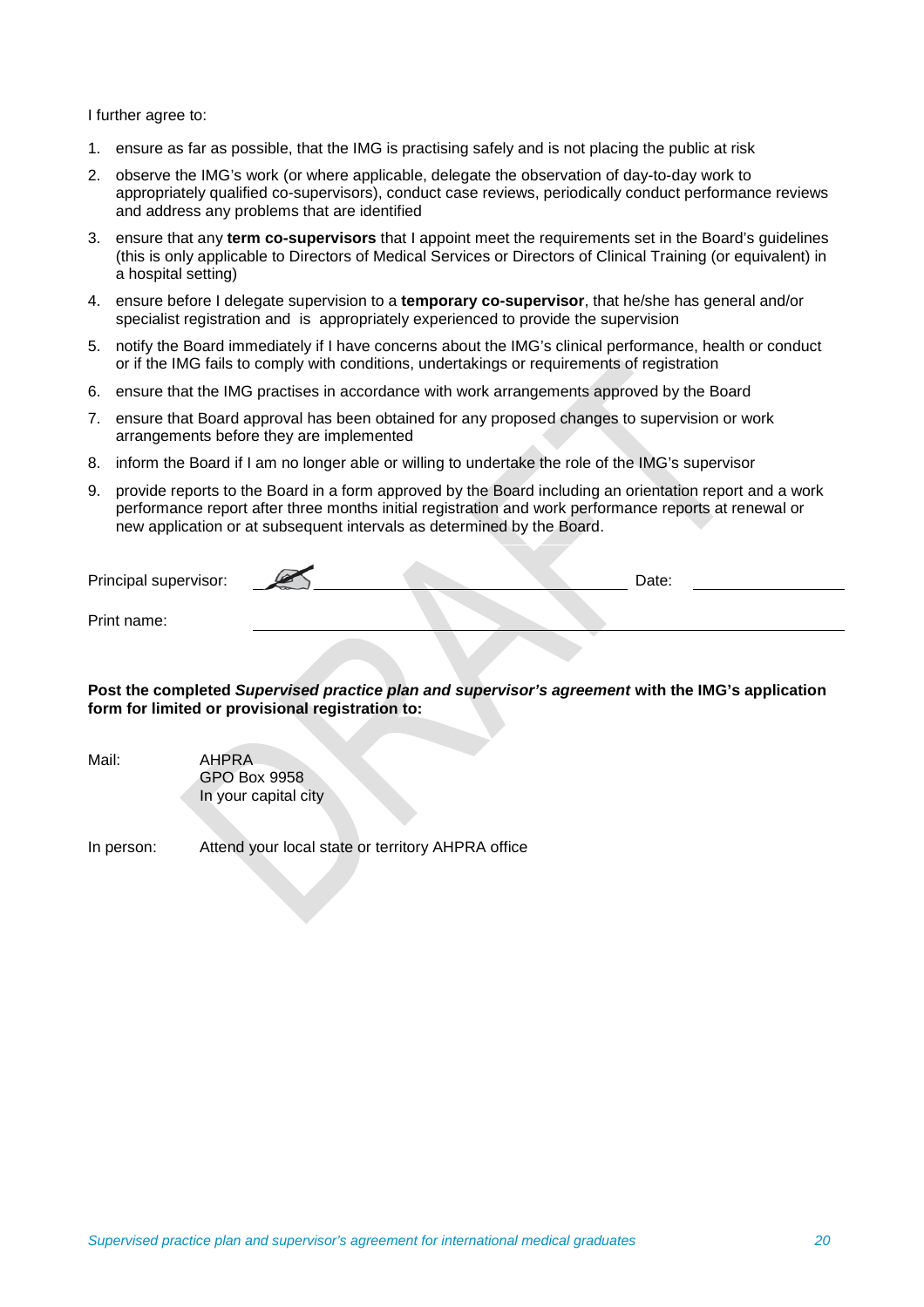I further agree to:

1. ensure as far as possible, that the IMG is practising safely and is not placing the public at risk
2. observe the IMG's work (or where applicable, delegate the observation of day-to-day work to appropriately qualified co-supervisors), conduct case reviews, periodically conduct performance reviews and address any problems that are identified
3. ensure that any **term co-supervisors** that I appoint meet the requirements set in the Board's guidelines (this is only applicable to Directors of Medical Services or Directors of Clinical Training (or equivalent) in a hospital setting)
4. ensure before I delegate supervision to a **temporary co-supervisor**, that he/she has general and/or specialist registration and is appropriately experienced to provide the supervision
5. notify the Board immediately if I have concerns about the IMG's clinical performance, health or conduct or if the IMG fails to comply with conditions, undertakings or requirements of registration
6. ensure that the IMG practises in accordance with work arrangements approved by the Board
7. ensure that Board approval has been obtained for any proposed changes to supervision or work arrangements before they are implemented
8. inform the Board if I am no longer able or willing to undertake the role of the IMG's supervisor
9. provide reports to the Board in a form approved by the Board including an orientation report and a work performance report after three months initial registration and work performance reports at renewal or new application or at subsequent intervals as determined by the Board.

Principal supervisor: ______________________________ Date: ______________

Print name: ______________________________________________

**Post the completed *Supervised practice plan and supervisor's agreement* with the IMG's application form for limited or provisional registration to:**

Mail: AHPRA
GPO Box 9958
In your capital city

In person: Attend your local state or territory AHPRA office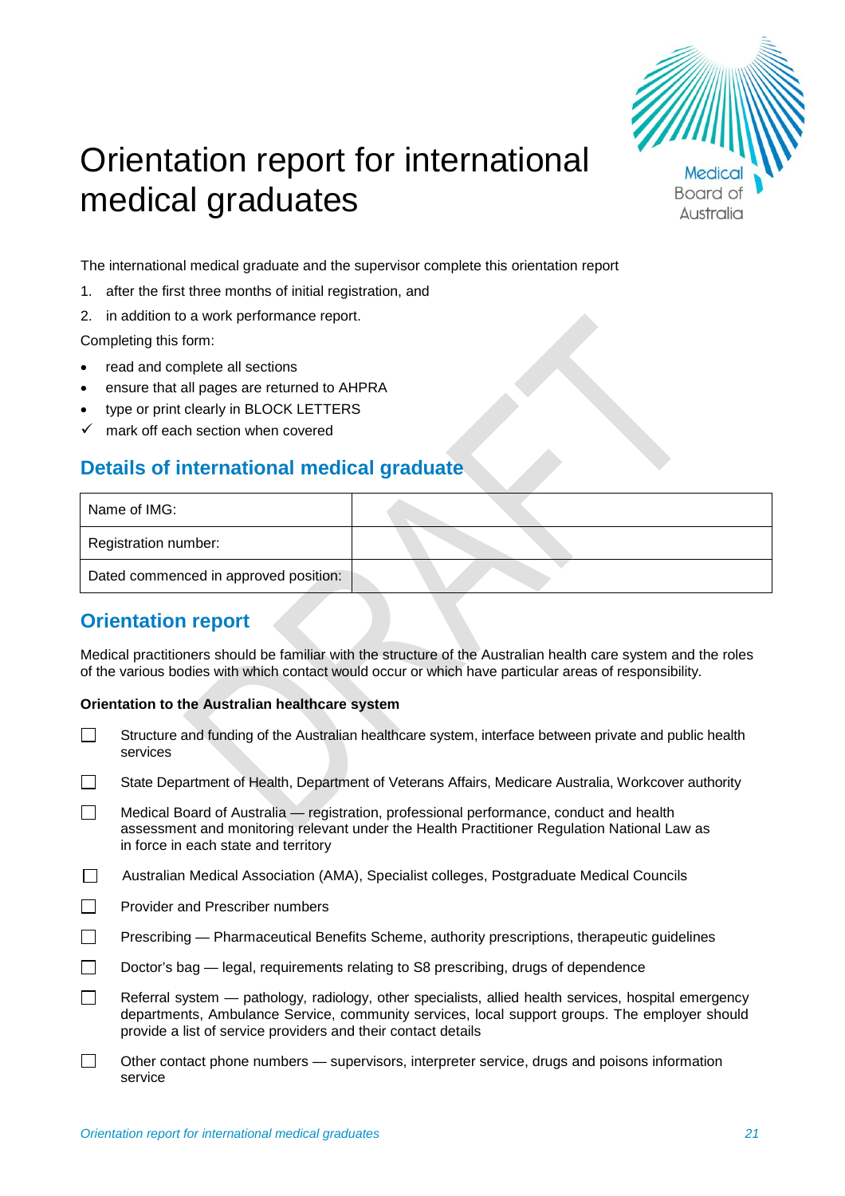# Orientation report for international medical graduates

The international medical graduate and the supervisor complete this orientation report

1. after the first three months of initial registration, and
2. in addition to a work performance report.

Completing this form:

- read and complete all sections
- ensure that all pages are returned to AHPRA
- type or print clearly in BLOCK LETTERS
- ✓ mark off each section when covered

## Details of international medical graduate

| Name of IMG: | |
|---|---|
| Registration number: | |
| Dated commenced in approved position: | |

## Orientation report

Medical practitioners should be familiar with the structure of the Australian health care system and the roles of the various bodies with which contact would occur or which have particular areas of responsibility.

**Orientation to the Australian healthcare system**

- ☐ Structure and funding of the Australian healthcare system, interface between private and public health services
- ☐ State Department of Health, Department of Veterans Affairs, Medicare Australia, Workcover authority
- ☐ Medical Board of Australia — registration, professional performance, conduct and health assessment and monitoring relevant under the Health Practitioner Regulation National Law as in force in each state and territory
- ☐ Australian Medical Association (AMA), Specialist colleges, Postgraduate Medical Councils
- ☐ Provider and Prescriber numbers
- ☐ Prescribing — Pharmaceutical Benefits Scheme, authority prescriptions, therapeutic guidelines
- ☐ Doctor's bag — legal, requirements relating to S8 prescribing, drugs of dependence
- ☐ Referral system — pathology, radiology, other specialists, allied health services, hospital emergency departments, Ambulance Service, community services, local support groups. The employer should provide a list of service providers and their contact details
- ☐ Other contact phone numbers — supervisors, interpreter service, drugs and poisons information service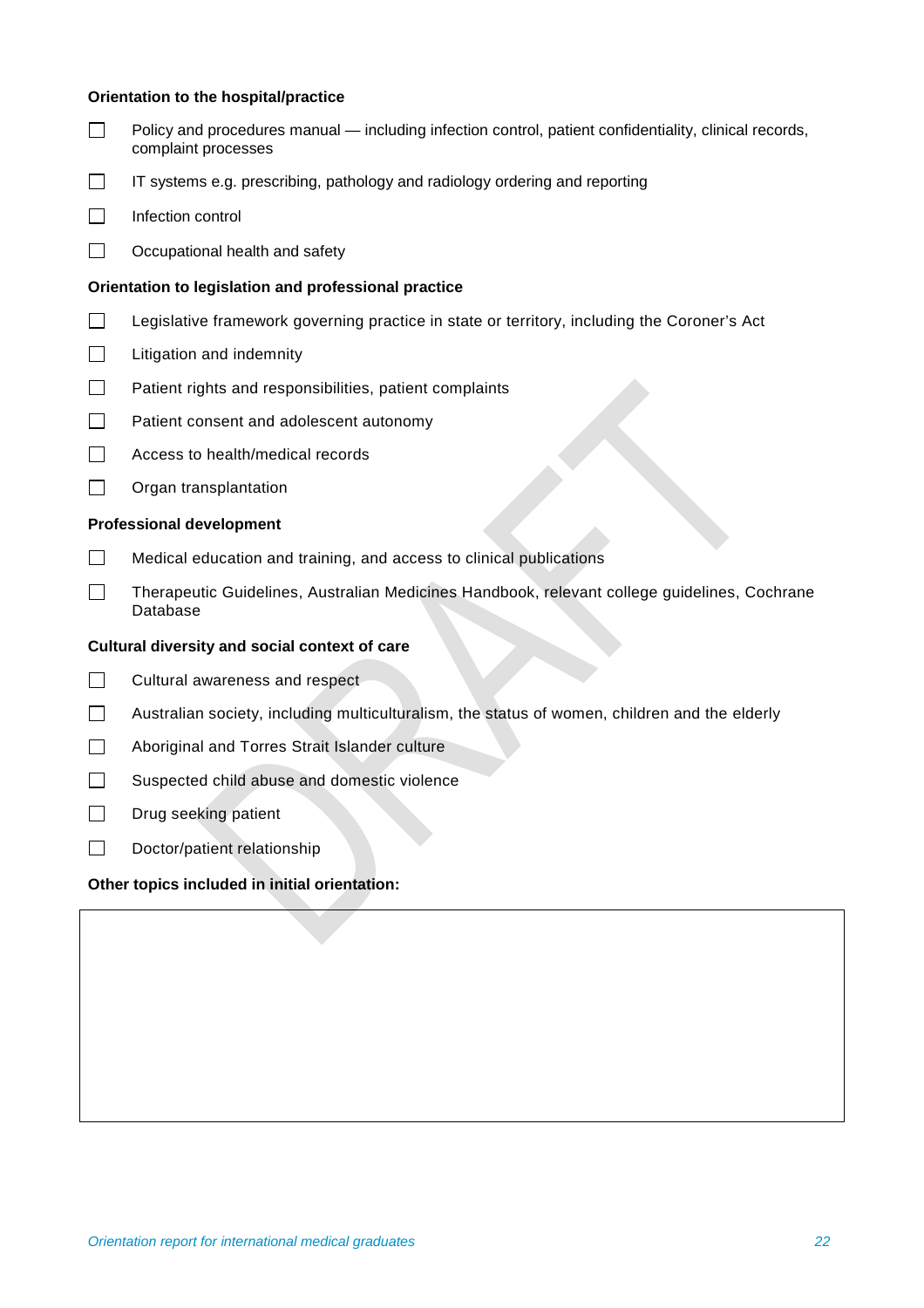**Orientation to the hospital/practice**

- ☐ Policy and procedures manual — including infection control, patient confidentiality, clinical records, complaint processes
- ☐ IT systems e.g. prescribing, pathology and radiology ordering and reporting
- ☐ Infection control
- ☐ Occupational health and safety

**Orientation to legislation and professional practice**

- ☐ Legislative framework governing practice in state or territory, including the Coroner's Act
- ☐ Litigation and indemnity
- ☐ Patient rights and responsibilities, patient complaints
- ☐ Patient consent and adolescent autonomy
- ☐ Access to health/medical records
- ☐ Organ transplantation

**Professional development**

- ☐ Medical education and training, and access to clinical publications
- ☐ Therapeutic Guidelines, Australian Medicines Handbook, relevant college guidelines, Cochrane Database

**Cultural diversity and social context of care**

- ☐ Cultural awareness and respect
- ☐ Australian society, including multiculturalism, the status of women, children and the elderly
- ☐ Aboriginal and Torres Strait Islander culture
- ☐ Suspected child abuse and domestic violence
- ☐ Drug seeking patient
- ☐ Doctor/patient relationship

**Other topics included in initial orientation:**

| |
|---|
| |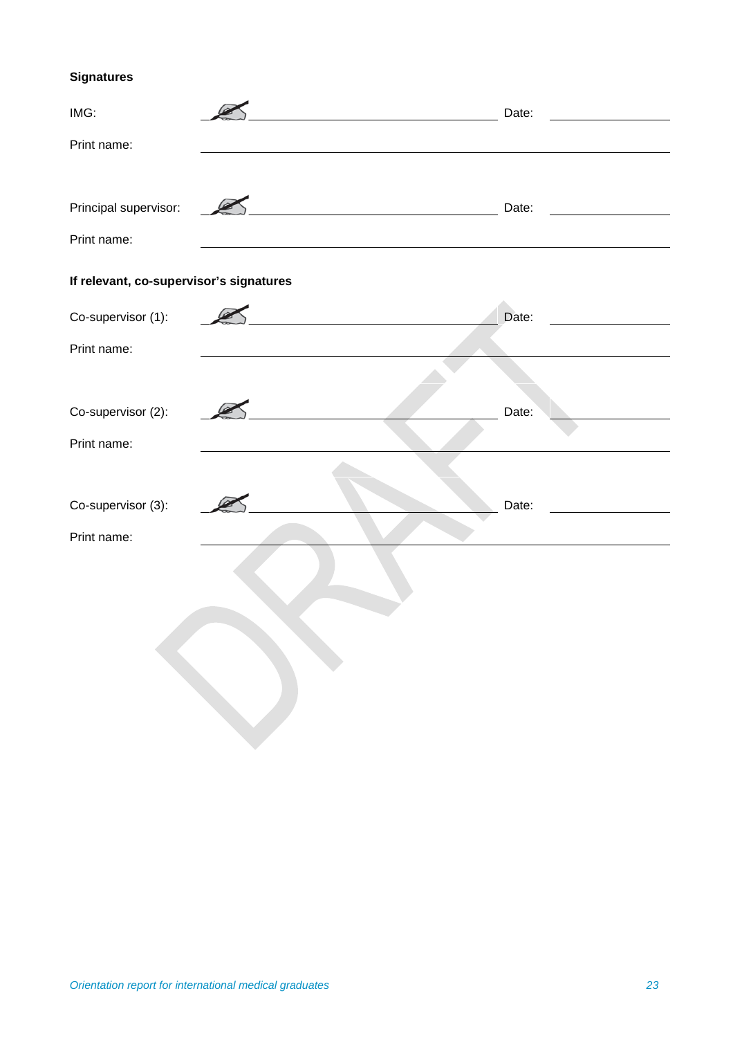**Signatures**

IMG: \_\_\_\_\_\_\_\_\_\_\_\_\_\_\_\_\_\_\_\_\_\_\_\_\_\_\_\_\_\_\_\_ Date: \_\_\_\_\_\_\_\_\_\_\_\_\_\_\_\_

Print name: \_\_\_\_\_\_\_\_\_\_\_\_\_\_\_\_\_\_\_\_\_\_\_\_\_\_\_\_\_\_\_\_\_\_\_\_\_\_\_\_\_\_\_\_\_\_\_\_\_\_\_\_

Principal supervisor: \_\_\_\_\_\_\_\_\_\_\_\_\_\_\_\_\_\_\_\_\_\_\_\_\_\_\_\_\_\_\_\_ Date: \_\_\_\_\_\_\_\_\_\_\_\_\_\_\_\_

Print name: \_\_\_\_\_\_\_\_\_\_\_\_\_\_\_\_\_\_\_\_\_\_\_\_\_\_\_\_\_\_\_\_\_\_\_\_\_\_\_\_\_\_\_\_\_\_\_\_\_\_\_\_

**If relevant, co-supervisor's signatures**

Co-supervisor (1): \_\_\_\_\_\_\_\_\_\_\_\_\_\_\_\_\_\_\_\_\_\_\_\_\_\_\_\_\_\_\_\_ Date: \_\_\_\_\_\_\_\_\_\_\_\_\_\_\_\_

Print name: \_\_\_\_\_\_\_\_\_\_\_\_\_\_\_\_\_\_\_\_\_\_\_\_\_\_\_\_\_\_\_\_\_\_\_\_\_\_\_\_\_\_\_\_\_\_\_\_\_\_\_\_

Co-supervisor (2): \_\_\_\_\_\_\_\_\_\_\_\_\_\_\_\_\_\_\_\_\_\_\_\_\_\_\_\_\_\_\_\_ Date: \_\_\_\_\_\_\_\_\_\_\_\_\_\_\_\_

Print name: \_\_\_\_\_\_\_\_\_\_\_\_\_\_\_\_\_\_\_\_\_\_\_\_\_\_\_\_\_\_\_\_\_\_\_\_\_\_\_\_\_\_\_\_\_\_\_\_\_\_\_\_

Co-supervisor (3): \_\_\_\_\_\_\_\_\_\_\_\_\_\_\_\_\_\_\_\_\_\_\_\_\_\_\_\_\_\_\_\_ Date: \_\_\_\_\_\_\_\_\_\_\_\_\_\_\_\_

Print name: \_\_\_\_\_\_\_\_\_\_\_\_\_\_\_\_\_\_\_\_\_\_\_\_\_\_\_\_\_\_\_\_\_\_\_\_\_\_\_\_\_\_\_\_\_\_\_\_\_\_\_\_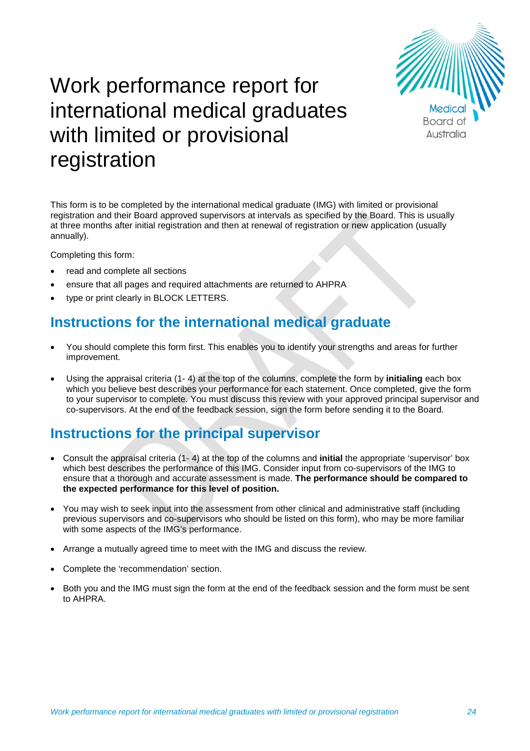# Work performance report for international medical graduates with limited or provisional registration

This form is to be completed by the international medical graduate (IMG) with limited or provisional registration and their Board approved supervisors at intervals as specified by the Board. This is usually at three months after initial registration and then at renewal of registration or new application (usually annually).

Completing this form:

- read and complete all sections
- ensure that all pages and required attachments are returned to AHPRA
- type or print clearly in BLOCK LETTERS.

## Instructions for the international medical graduate

- You should complete this form first. This enables you to identify your strengths and areas for further improvement.
- Using the appraisal criteria (1- 4) at the top of the columns, complete the form by **initialing** each box which you believe best describes your performance for each statement. Once completed, give the form to your supervisor to complete. You must discuss this review with your approved principal supervisor and co-supervisors. At the end of the feedback session, sign the form before sending it to the Board.

## Instructions for the principal supervisor

- Consult the appraisal criteria (1- 4) at the top of the columns and **initial** the appropriate 'supervisor' box which best describes the performance of this IMG. Consider input from co-supervisors of the IMG to ensure that a thorough and accurate assessment is made. **The performance should be compared to the expected performance for this level of position.**
- You may wish to seek input into the assessment from other clinical and administrative staff (including previous supervisors and co-supervisors who should be listed on this form), who may be more familiar with some aspects of the IMG's performance.
- Arrange a mutually agreed time to meet with the IMG and discuss the review.
- Complete the 'recommendation' section.
- Both you and the IMG must sign the form at the end of the feedback session and the form must be sent to AHPRA.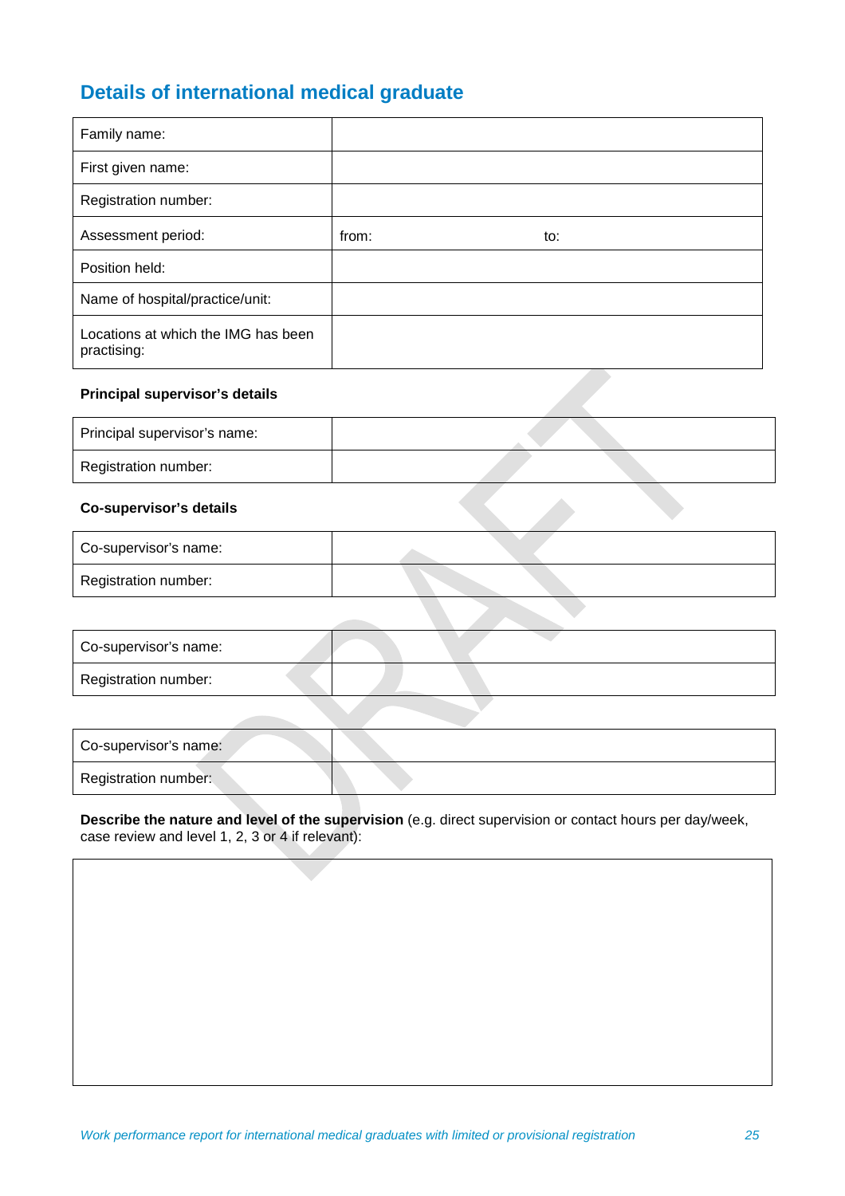## Details of international medical graduate

| | |
|---|---|
| Family name: | |
| First given name: | |
| Registration number: | |
| Assessment period: | from: to: |
| Position held: | |
| Name of hospital/practice/unit: | |
| Locations at which the IMG has been practising: | |

**Principal supervisor's details**

| | |
|---|---|
| Principal supervisor's name: | |
| Registration number: | |

**Co-supervisor's details**

| | |
|---|---|
| Co-supervisor's name: | |
| Registration number: | |

| | |
|---|---|
| Co-supervisor's name: | |
| Registration number: | |

| | |
|---|---|
| Co-supervisor's name: | |
| Registration number: | |

**Describe the nature and level of the supervision** (e.g. direct supervision or contact hours per day/week, case review and level 1, 2, 3 or 4 if relevant):

| |
|---|
| |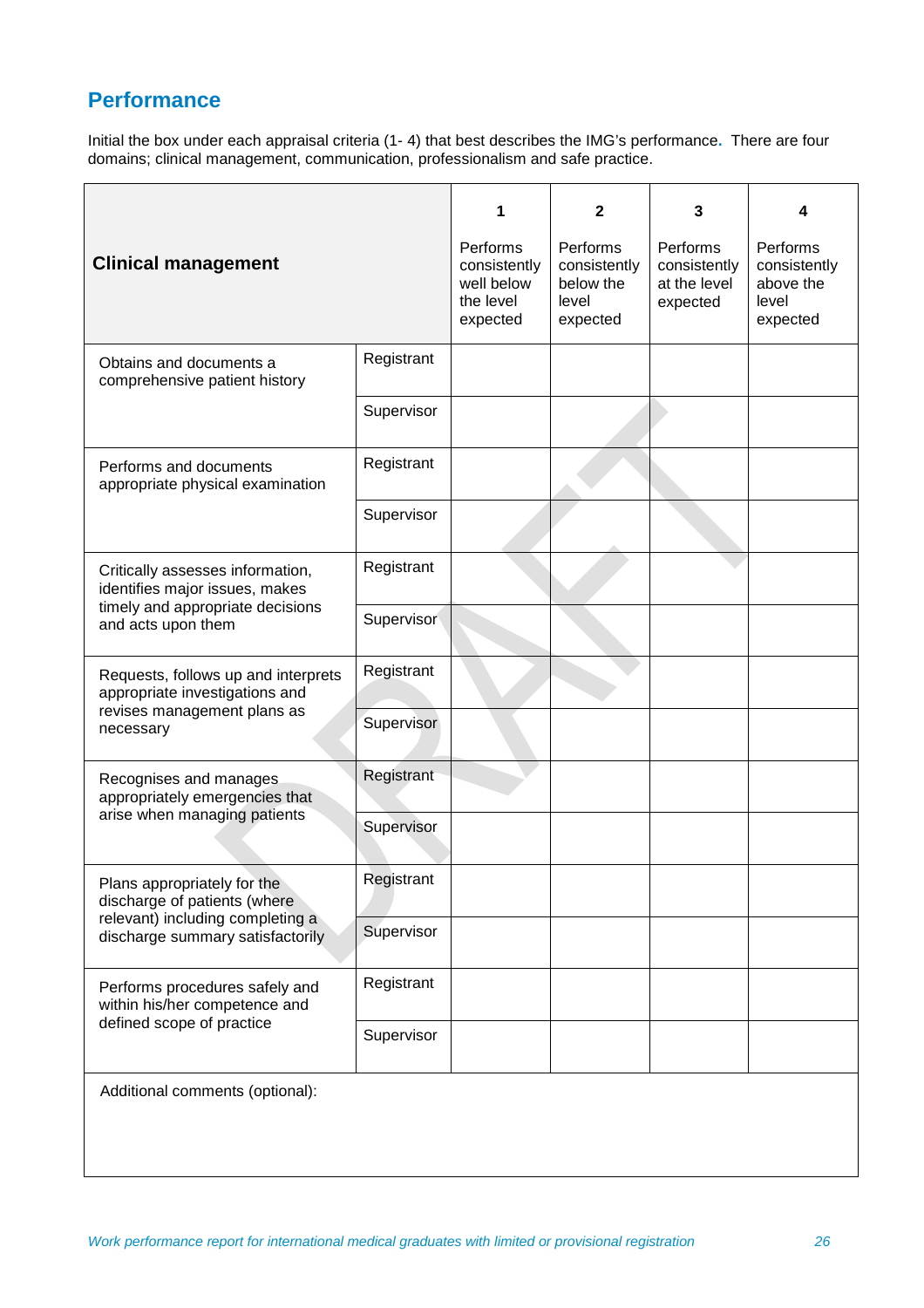## Performance

Initial the box under each appraisal criteria (1- 4) that best describes the IMG's performance. There are four domains; clinical management, communication, professionalism and safe practice.

| Clinical management | | 1<br>Performs consistently well below the level expected | 2<br>Performs consistently below the level expected | 3<br>Performs consistently at the level expected | 4<br>Performs consistently above the level expected |
|---|---|---|---|---|---|
| Obtains and documents a comprehensive patient history | Registrant | | | | |
| | Supervisor | | | | |
| Performs and documents appropriate physical examination | Registrant | | | | |
| | Supervisor | | | | |
| Critically assesses information, identifies major issues, makes timely and appropriate decisions and acts upon them | Registrant | | | | |
| | Supervisor | | | | |
| Requests, follows up and interprets appropriate investigations and revises management plans as necessary | Registrant | | | | |
| | Supervisor | | | | |
| Recognises and manages appropriately emergencies that arise when managing patients | Registrant | | | | |
| | Supervisor | | | | |
| Plans appropriately for the discharge of patients (where relevant) including completing a discharge summary satisfactorily | Registrant | | | | |
| | Supervisor | | | | |
| Performs procedures safely and within his/her competence and defined scope of practice | Registrant | | | | |
| | Supervisor | | | | |
| Additional comments (optional): | | | | | |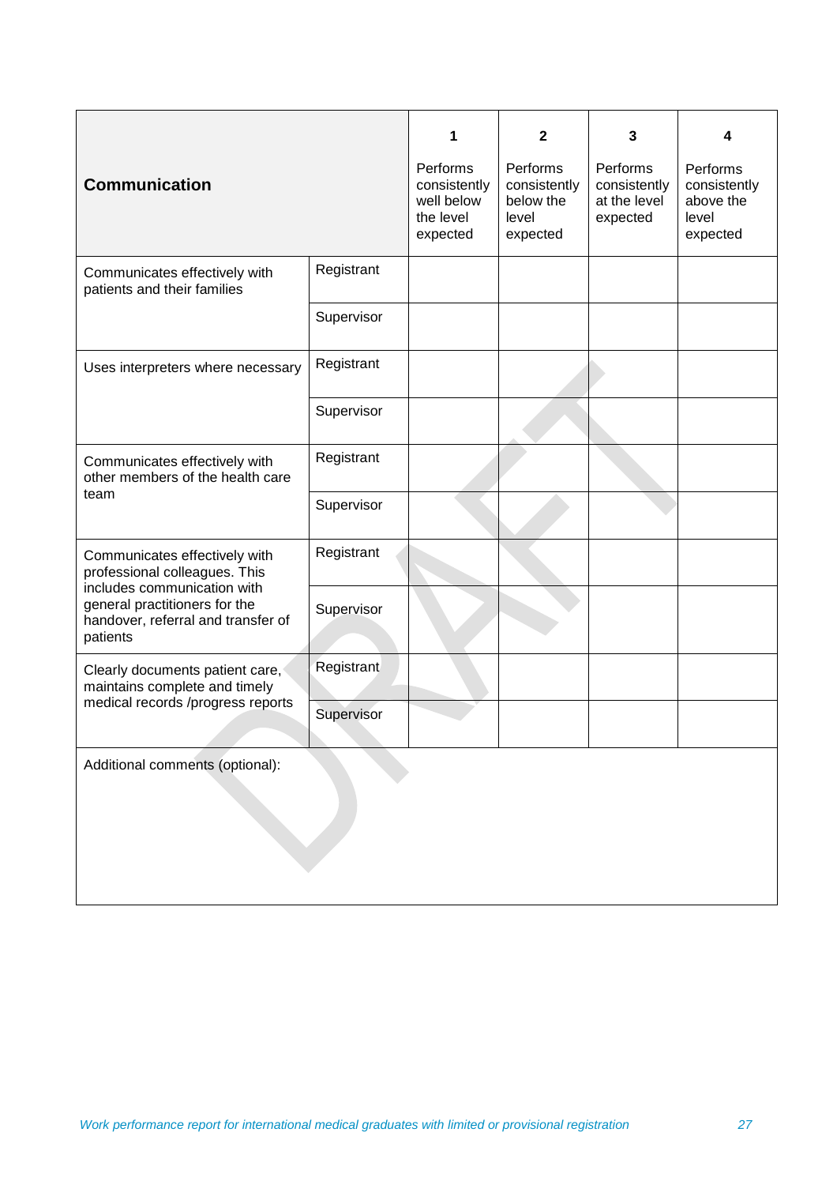| **Communication** | | 1<br>Performs consistently well below the level expected | 2<br>Performs consistently below the level expected | 3<br>Performs consistently at the level expected | 4<br>Performs consistently above the level expected |
|---|---|---|---|---|---|
| Communicates effectively with patients and their families | Registrant | | | | |
| | Supervisor | | | | |
| Uses interpreters where necessary | Registrant | | | | |
| | Supervisor | | | | |
| Communicates effectively with other members of the health care team | Registrant | | | | |
| | Supervisor | | | | |
| Communicates effectively with professional colleagues. This includes communication with general practitioners for the handover, referral and transfer of patients | Registrant | | | | |
| | Supervisor | | | | |
| Clearly documents patient care, maintains complete and timely medical records /progress reports | Registrant | | | | |
| | Supervisor | | | | |
| Additional comments (optional): | | | | | |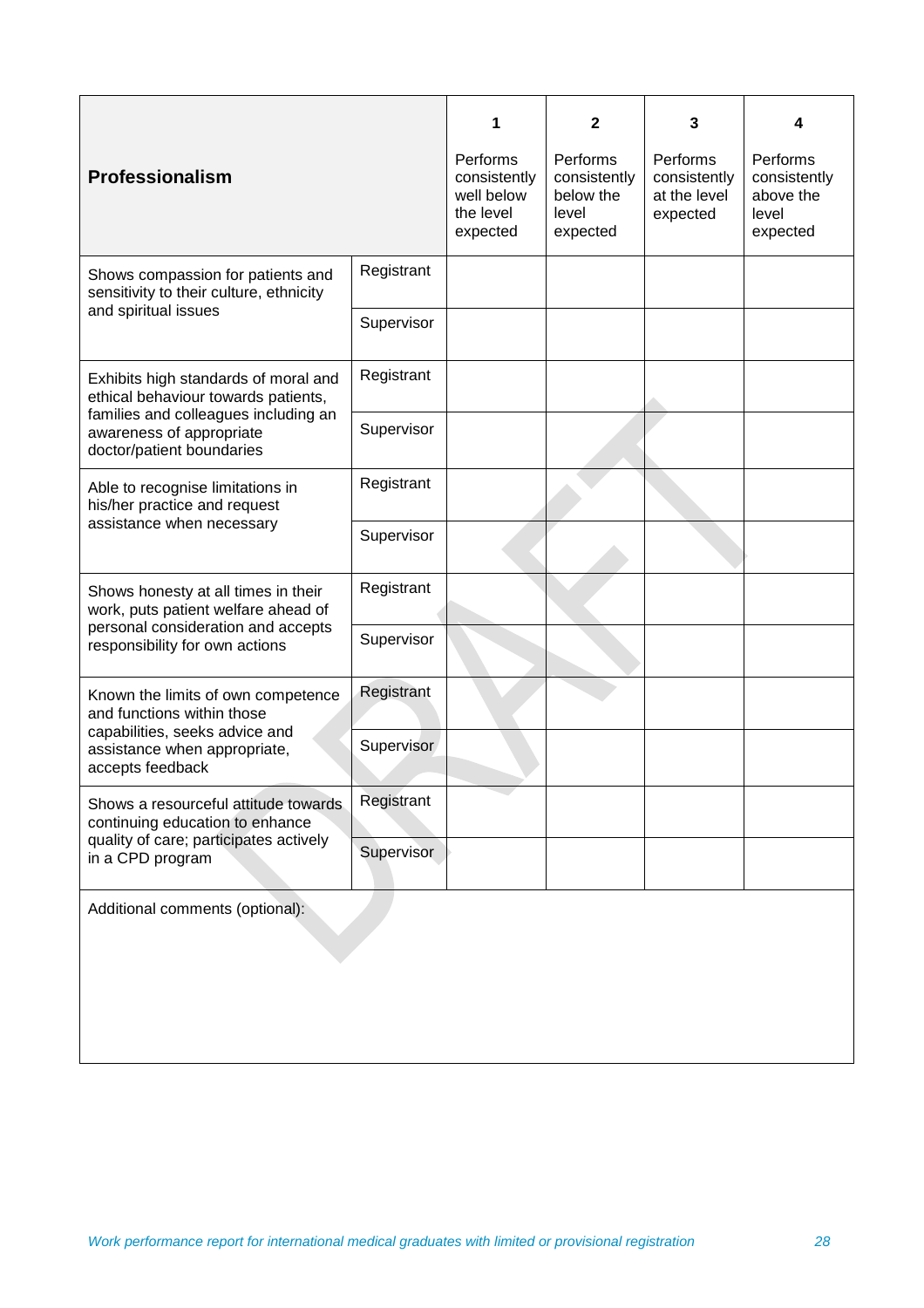| Professionalism | | 1<br>Performs consistently well below the level expected | 2<br>Performs consistently below the level expected | 3<br>Performs consistently at the level expected | 4<br>Performs consistently above the level expected |
|---|---|---|---|---|---|
| Shows compassion for patients and sensitivity to their culture, ethnicity and spiritual issues | Registrant | | | | |
| | Supervisor | | | | |
| Exhibits high standards of moral and ethical behaviour towards patients, families and colleagues including an awareness of appropriate doctor/patient boundaries | Registrant | | | | |
| | Supervisor | | | | |
| Able to recognise limitations in his/her practice and request assistance when necessary | Registrant | | | | |
| | Supervisor | | | | |
| Shows honesty at all times in their work, puts patient welfare ahead of personal consideration and accepts responsibility for own actions | Registrant | | | | |
| | Supervisor | | | | |
| Known the limits of own competence and functions within those capabilities, seeks advice and assistance when appropriate, accepts feedback | Registrant | | | | |
| | Supervisor | | | | |
| Shows a resourceful attitude towards continuing education to enhance quality of care; participates actively in a CPD program | Registrant | | | | |
| | Supervisor | | | | |
| Additional comments (optional): | | | | | |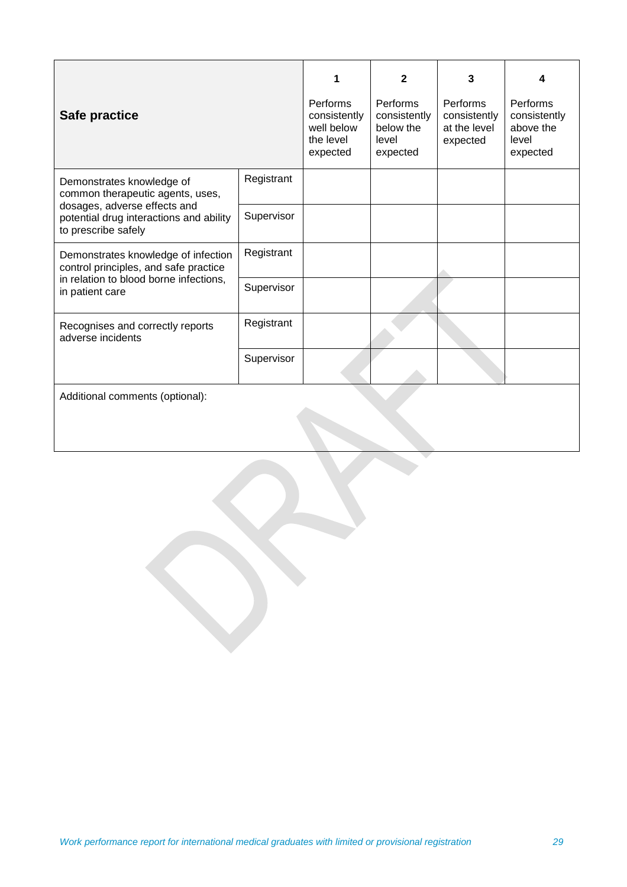| Safe practice | | 1<br>Performs consistently well below the level expected | 2<br>Performs consistently below the level expected | 3<br>Performs consistently at the level expected | 4<br>Performs consistently above the level expected |
|---|---|---|---|---|---|
| Demonstrates knowledge of common therapeutic agents, uses, dosages, adverse effects and potential drug interactions and ability to prescribe safely | Registrant | | | | |
| | Supervisor | | | | |
| Demonstrates knowledge of infection control principles, and safe practice in relation to blood borne infections, in patient care | Registrant | | | | |
| | Supervisor | | | | |
| Recognises and correctly reports adverse incidents | Registrant | | | | |
| | Supervisor | | | | |
| Additional comments (optional): | | | | | |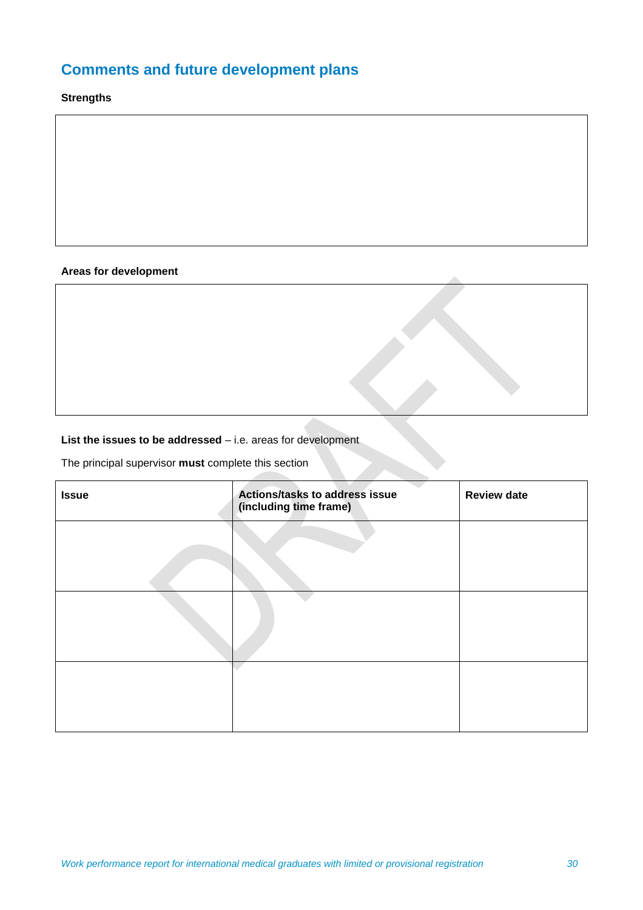## Comments and future development plans

**Strengths**

| |
|---|
| |

**Areas for development**

| |
|---|
| |

**List the issues to be addressed** – i.e. areas for development

The principal supervisor **must** complete this section

| Issue | Actions/tasks to address issue (including time frame) | Review date |
|---|---|---|
| | | |
| | | |
| | | |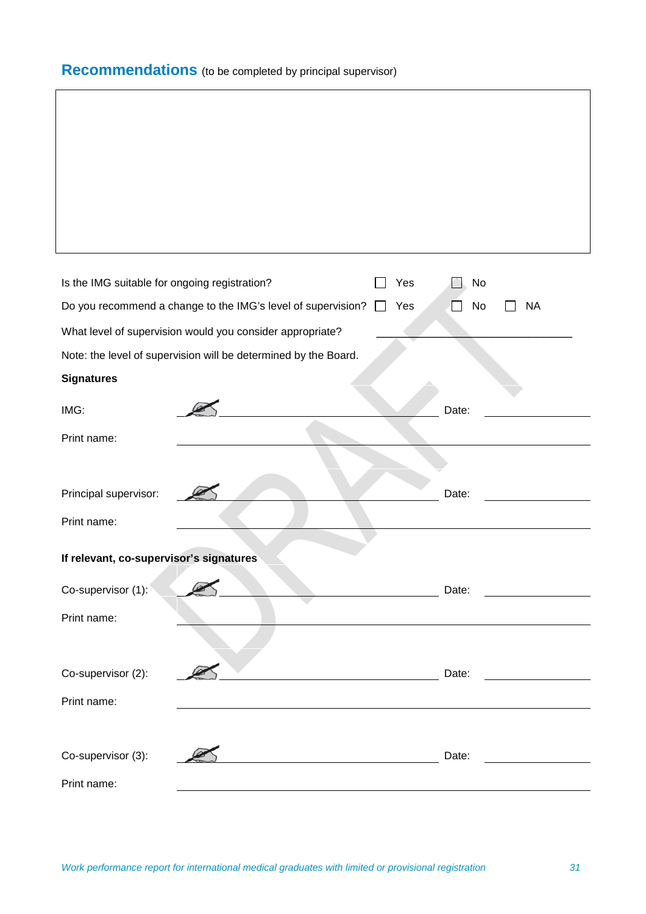## Recommendations (to be completed by principal supervisor)

| |
|---|
| |

Is the IMG suitable for ongoing registration? ☐ Yes ☐ No

Do you recommend a change to the IMG's level of supervision? ☐ Yes ☐ No ☐ NA

What level of supervision would you consider appropriate? ______________________________

Note: the level of supervision will be determined by the Board.

**Signatures**

IMG: ______________________________ Date: ______________

Print name: ______________________________

Principal supervisor: ______________________________ Date: ______________

Print name: ______________________________

**If relevant, co-supervisor's signatures**

Co-supervisor (1): ______________________________ Date: ______________

Print name: ______________________________

Co-supervisor (2): ______________________________ Date: ______________

Print name: ______________________________

Co-supervisor (3): ______________________________ Date: ______________

Print name: ______________________________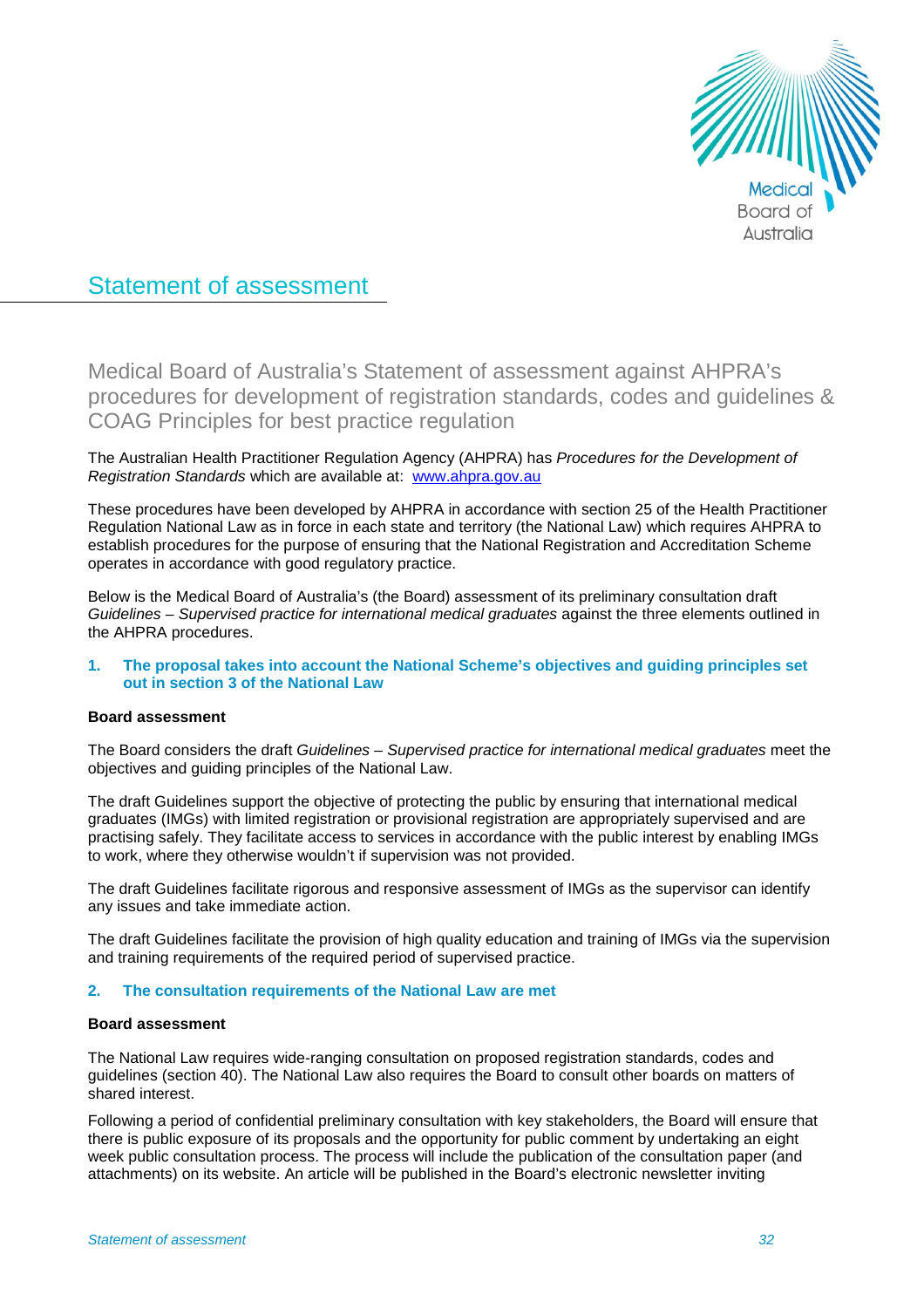# Statement of assessment

## Medical Board of Australia's Statement of assessment against AHPRA's procedures for development of registration standards, codes and guidelines & COAG Principles for best practice regulation

The Australian Health Practitioner Regulation Agency (AHPRA) has *Procedures for the Development of Registration Standards* which are available at: [www.ahpra.gov.au](http://www.ahpra.gov.au)

These procedures have been developed by AHPRA in accordance with section 25 of the Health Practitioner Regulation National Law as in force in each state and territory (the National Law) which requires AHPRA to establish procedures for the purpose of ensuring that the National Registration and Accreditation Scheme operates in accordance with good regulatory practice.

Below is the Medical Board of Australia's (the Board) assessment of its preliminary consultation draft *Guidelines – Supervised practice for international medical graduates* against the three elements outlined in the AHPRA procedures.

### 1. The proposal takes into account the National Scheme's objectives and guiding principles set out in section 3 of the National Law

**Board assessment**

The Board considers the draft *Guidelines – Supervised practice for international medical graduates* meet the objectives and guiding principles of the National Law.

The draft Guidelines support the objective of protecting the public by ensuring that international medical graduates (IMGs) with limited registration or provisional registration are appropriately supervised and are practising safely. They facilitate access to services in accordance with the public interest by enabling IMGs to work, where they otherwise wouldn't if supervision was not provided.

The draft Guidelines facilitate rigorous and responsive assessment of IMGs as the supervisor can identify any issues and take immediate action.

The draft Guidelines facilitate the provision of high quality education and training of IMGs via the supervision and training requirements of the required period of supervised practice.

### 2. The consultation requirements of the National Law are met

**Board assessment**

The National Law requires wide-ranging consultation on proposed registration standards, codes and guidelines (section 40). The National Law also requires the Board to consult other boards on matters of shared interest.

Following a period of confidential preliminary consultation with key stakeholders, the Board will ensure that there is public exposure of its proposals and the opportunity for public comment by undertaking an eight week public consultation process. The process will include the publication of the consultation paper (and attachments) on its website. An article will be published in the Board's electronic newsletter inviting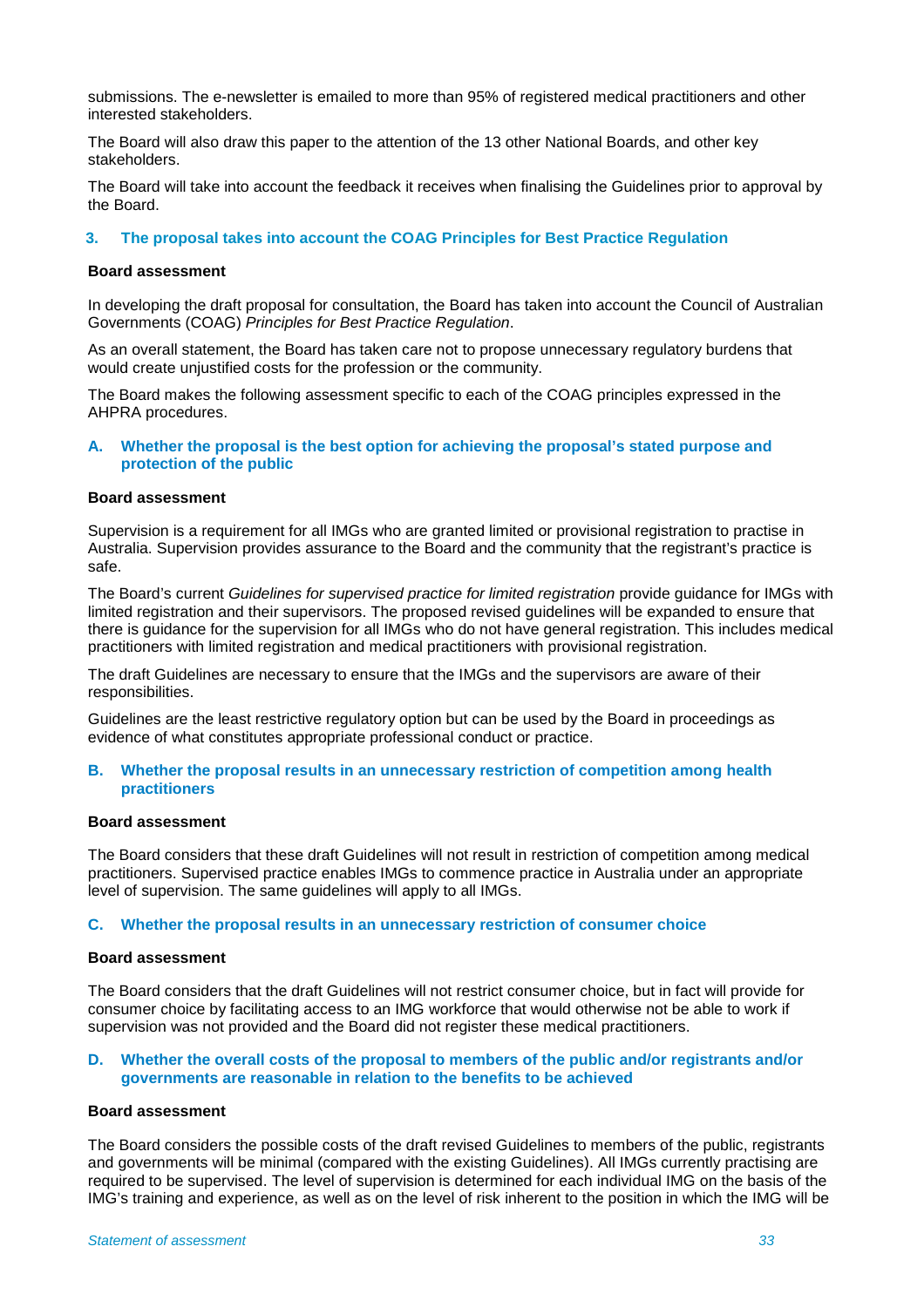submissions. The e-newsletter is emailed to more than 95% of registered medical practitioners and other interested stakeholders.

The Board will also draw this paper to the attention of the 13 other National Boards, and other key stakeholders.

The Board will take into account the feedback it receives when finalising the Guidelines prior to approval by the Board.

### 3. The proposal takes into account the COAG Principles for Best Practice Regulation

**Board assessment**

In developing the draft proposal for consultation, the Board has taken into account the Council of Australian Governments (COAG) *Principles for Best Practice Regulation*.

As an overall statement, the Board has taken care not to propose unnecessary regulatory burdens that would create unjustified costs for the profession or the community.

The Board makes the following assessment specific to each of the COAG principles expressed in the AHPRA procedures.

### A. Whether the proposal is the best option for achieving the proposal's stated purpose and protection of the public

**Board assessment**

Supervision is a requirement for all IMGs who are granted limited or provisional registration to practise in Australia. Supervision provides assurance to the Board and the community that the registrant's practice is safe.

The Board's current *Guidelines for supervised practice for limited registration* provide guidance for IMGs with limited registration and their supervisors. The proposed revised guidelines will be expanded to ensure that there is guidance for the supervision for all IMGs who do not have general registration. This includes medical practitioners with limited registration and medical practitioners with provisional registration.

The draft Guidelines are necessary to ensure that the IMGs and the supervisors are aware of their responsibilities.

Guidelines are the least restrictive regulatory option but can be used by the Board in proceedings as evidence of what constitutes appropriate professional conduct or practice.

### B. Whether the proposal results in an unnecessary restriction of competition among health practitioners

**Board assessment**

The Board considers that these draft Guidelines will not result in restriction of competition among medical practitioners. Supervised practice enables IMGs to commence practice in Australia under an appropriate level of supervision. The same guidelines will apply to all IMGs.

### C. Whether the proposal results in an unnecessary restriction of consumer choice

**Board assessment**

The Board considers that the draft Guidelines will not restrict consumer choice, but in fact will provide for consumer choice by facilitating access to an IMG workforce that would otherwise not be able to work if supervision was not provided and the Board did not register these medical practitioners.

### D. Whether the overall costs of the proposal to members of the public and/or registrants and/or governments are reasonable in relation to the benefits to be achieved

**Board assessment**

The Board considers the possible costs of the draft revised Guidelines to members of the public, registrants and governments will be minimal (compared with the existing Guidelines). All IMGs currently practising are required to be supervised. The level of supervision is determined for each individual IMG on the basis of the IMG's training and experience, as well as on the level of risk inherent to the position in which the IMG will be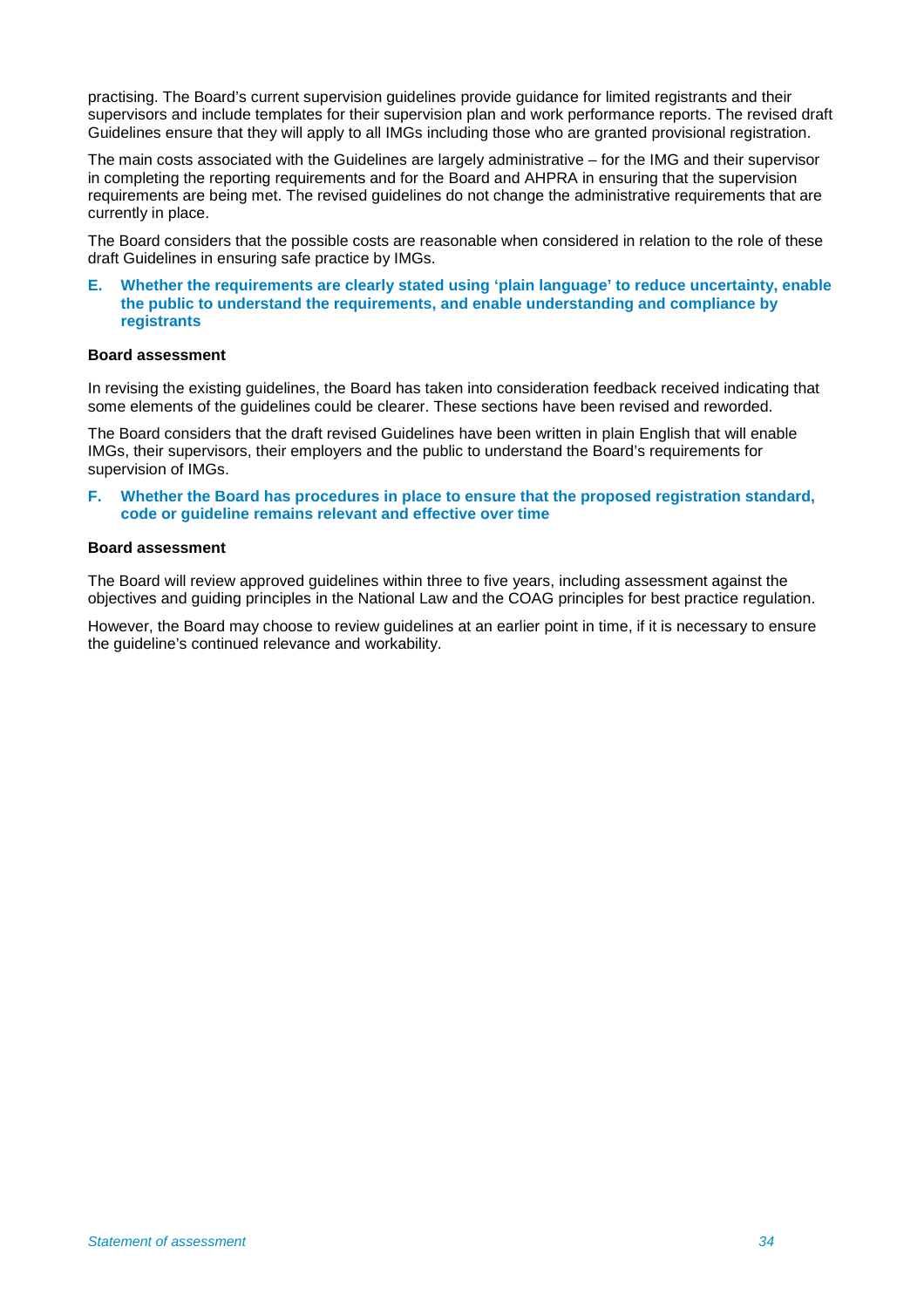practising. The Board's current supervision guidelines provide guidance for limited registrants and their supervisors and include templates for their supervision plan and work performance reports. The revised draft Guidelines ensure that they will apply to all IMGs including those who are granted provisional registration.

The main costs associated with the Guidelines are largely administrative – for the IMG and their supervisor in completing the reporting requirements and for the Board and AHPRA in ensuring that the supervision requirements are being met. The revised guidelines do not change the administrative requirements that are currently in place.

The Board considers that the possible costs are reasonable when considered in relation to the role of these draft Guidelines in ensuring safe practice by IMGs.

### E. Whether the requirements are clearly stated using 'plain language' to reduce uncertainty, enable the public to understand the requirements, and enable understanding and compliance by registrants

**Board assessment**

In revising the existing guidelines, the Board has taken into consideration feedback received indicating that some elements of the guidelines could be clearer. These sections have been revised and reworded.

The Board considers that the draft revised Guidelines have been written in plain English that will enable IMGs, their supervisors, their employers and the public to understand the Board's requirements for supervision of IMGs.

### F. Whether the Board has procedures in place to ensure that the proposed registration standard, code or guideline remains relevant and effective over time

**Board assessment**

The Board will review approved guidelines within three to five years, including assessment against the objectives and guiding principles in the National Law and the COAG principles for best practice regulation.

However, the Board may choose to review guidelines at an earlier point in time, if it is necessary to ensure the guideline's continued relevance and workability.